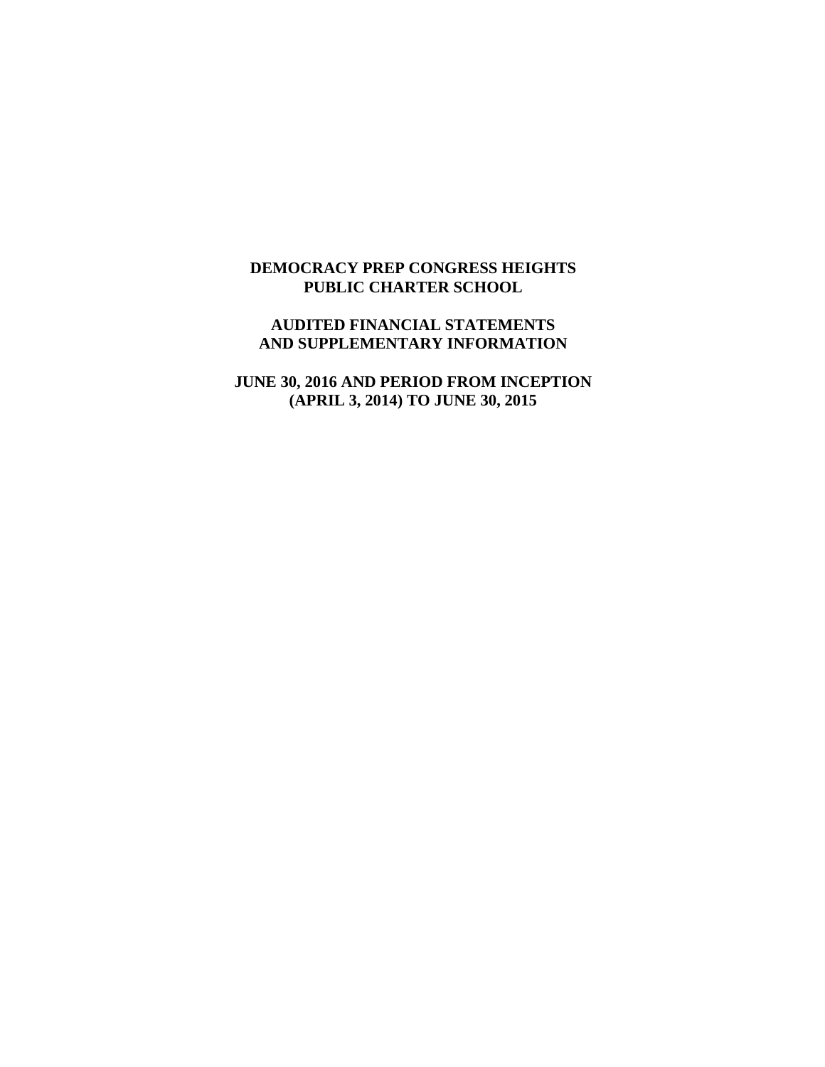# DEMOCRACY PREP CONGRESS HEIGHTS PUBLIC CHARTER SCHOOL

## AUDITED FINANCIAL STATEMENTS AND SUPPLEMENTARY INFORMATION

## JUNE 30, 2016 AND PERIOD FROM INCEPTION (APRIL 3, 2014) TO JUNE 30, 2015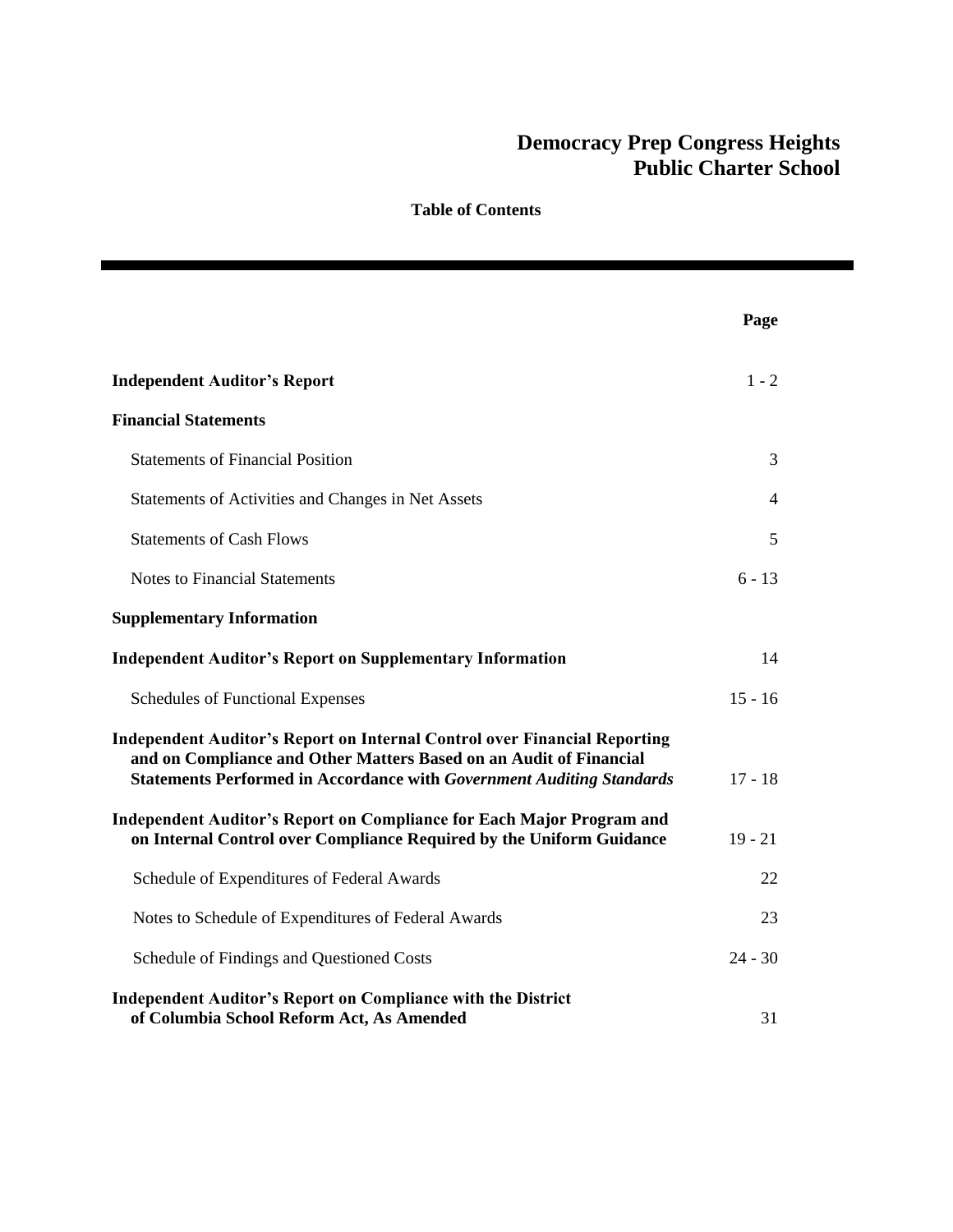# Democracy Prep Congress Heights Public Charter School

## Table of Contents

| | Page |
|---|---|
| **Independent Auditor's Report** | 1 - 2 |
| **Financial Statements** | |
| Statements of Financial Position | 3 |
| Statements of Activities and Changes in Net Assets | 4 |
| Statements of Cash Flows | 5 |
| Notes to Financial Statements | 6 - 13 |
| **Supplementary Information** | |
| **Independent Auditor's Report on Supplementary Information** | 14 |
| Schedules of Functional Expenses | 15 - 16 |
| **Independent Auditor's Report on Internal Control over Financial Reporting and on Compliance and Other Matters Based on an Audit of Financial Statements Performed in Accordance with *Government Auditing Standards*** | 17 - 18 |
| **Independent Auditor's Report on Compliance for Each Major Program and on Internal Control over Compliance Required by the Uniform Guidance** | 19 - 21 |
| Schedule of Expenditures of Federal Awards | 22 |
| Notes to Schedule of Expenditures of Federal Awards | 23 |
| Schedule of Findings and Questioned Costs | 24 - 30 |
| **Independent Auditor's Report on Compliance with the District of Columbia School Reform Act, As Amended** | 31 |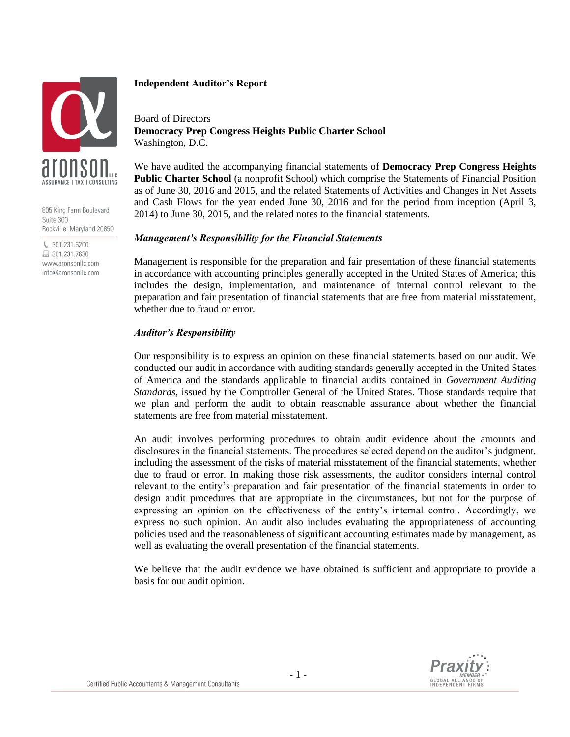## Independent Auditor's Report

Board of Directors
**Democracy Prep Congress Heights Public Charter School**
Washington, D.C.

We have audited the accompanying financial statements of **Democracy Prep Congress Heights Public Charter School** (a nonprofit School) which comprise the Statements of Financial Position as of June 30, 2016 and 2015, and the related Statements of Activities and Changes in Net Assets and Cash Flows for the year ended June 30, 2016 and for the period from inception (April 3, 2014) to June 30, 2015, and the related notes to the financial statements.

### *Management's Responsibility for the Financial Statements*

Management is responsible for the preparation and fair presentation of these financial statements in accordance with accounting principles generally accepted in the United States of America; this includes the design, implementation, and maintenance of internal control relevant to the preparation and fair presentation of financial statements that are free from material misstatement, whether due to fraud or error.

### *Auditor's Responsibility*

Our responsibility is to express an opinion on these financial statements based on our audit. We conducted our audit in accordance with auditing standards generally accepted in the United States of America and the standards applicable to financial audits contained in *Government Auditing Standards*, issued by the Comptroller General of the United States. Those standards require that we plan and perform the audit to obtain reasonable assurance about whether the financial statements are free from material misstatement.

An audit involves performing procedures to obtain audit evidence about the amounts and disclosures in the financial statements. The procedures selected depend on the auditor's judgment, including the assessment of the risks of material misstatement of the financial statements, whether due to fraud or error. In making those risk assessments, the auditor considers internal control relevant to the entity's preparation and fair presentation of the financial statements in order to design audit procedures that are appropriate in the circumstances, but not for the purpose of expressing an opinion on the effectiveness of the entity's internal control. Accordingly, we express no such opinion. An audit also includes evaluating the appropriateness of accounting policies used and the reasonableness of significant accounting estimates made by management, as well as evaluating the overall presentation of the financial statements.

We believe that the audit evidence we have obtained is sufficient and appropriate to provide a basis for our audit opinion.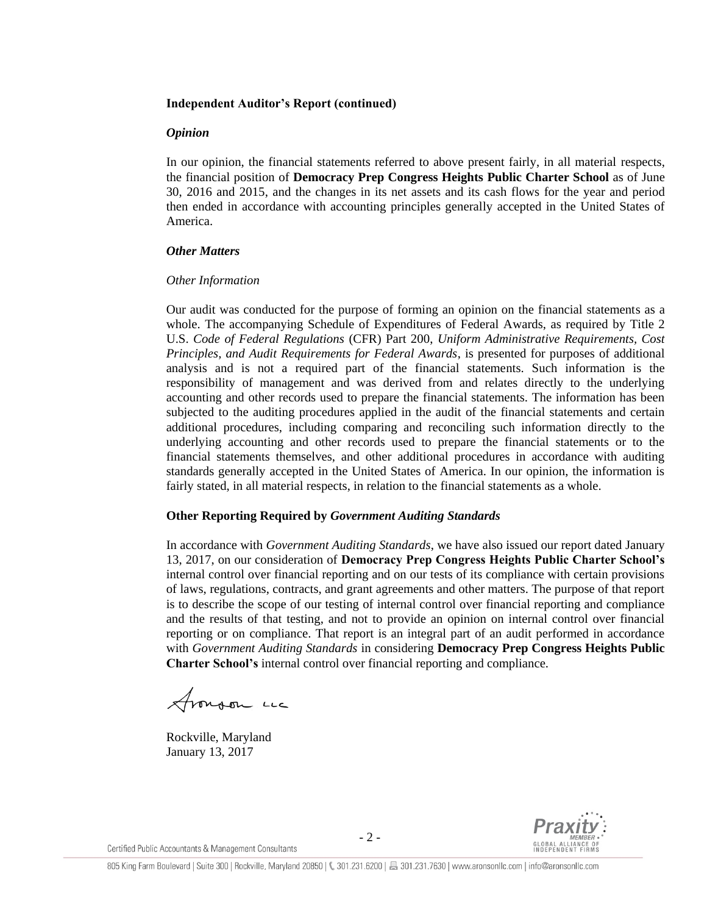**Independent Auditor's Report (continued)**

***Opinion***

In our opinion, the financial statements referred to above present fairly, in all material respects, the financial position of **Democracy Prep Congress Heights Public Charter School** as of June 30, 2016 and 2015, and the changes in its net assets and its cash flows for the year and period then ended in accordance with accounting principles generally accepted in the United States of America.

***Other Matters***

*Other Information*

Our audit was conducted for the purpose of forming an opinion on the financial statements as a whole. The accompanying Schedule of Expenditures of Federal Awards, as required by Title 2 U.S. *Code of Federal Regulations* (CFR) Part 200, *Uniform Administrative Requirements, Cost Principles, and Audit Requirements for Federal Awards*, is presented for purposes of additional analysis and is not a required part of the financial statements. Such information is the responsibility of management and was derived from and relates directly to the underlying accounting and other records used to prepare the financial statements. The information has been subjected to the auditing procedures applied in the audit of the financial statements and certain additional procedures, including comparing and reconciling such information directly to the underlying accounting and other records used to prepare the financial statements or to the financial statements themselves, and other additional procedures in accordance with auditing standards generally accepted in the United States of America. In our opinion, the information is fairly stated, in all material respects, in relation to the financial statements as a whole.

**Other Reporting Required by *Government Auditing Standards***

In accordance with *Government Auditing Standards*, we have also issued our report dated January 13, 2017, on our consideration of **Democracy Prep Congress Heights Public Charter School's** internal control over financial reporting and on our tests of its compliance with certain provisions of laws, regulations, contracts, and grant agreements and other matters. The purpose of that report is to describe the scope of our testing of internal control over financial reporting and compliance and the results of that testing, and not to provide an opinion on internal control over financial reporting or on compliance. That report is an integral part of an audit performed in accordance with *Government Auditing Standards* in considering **Democracy Prep Congress Heights Public Charter School's** internal control over financial reporting and compliance.

Aronson LLC

Rockville, Maryland
January 13, 2017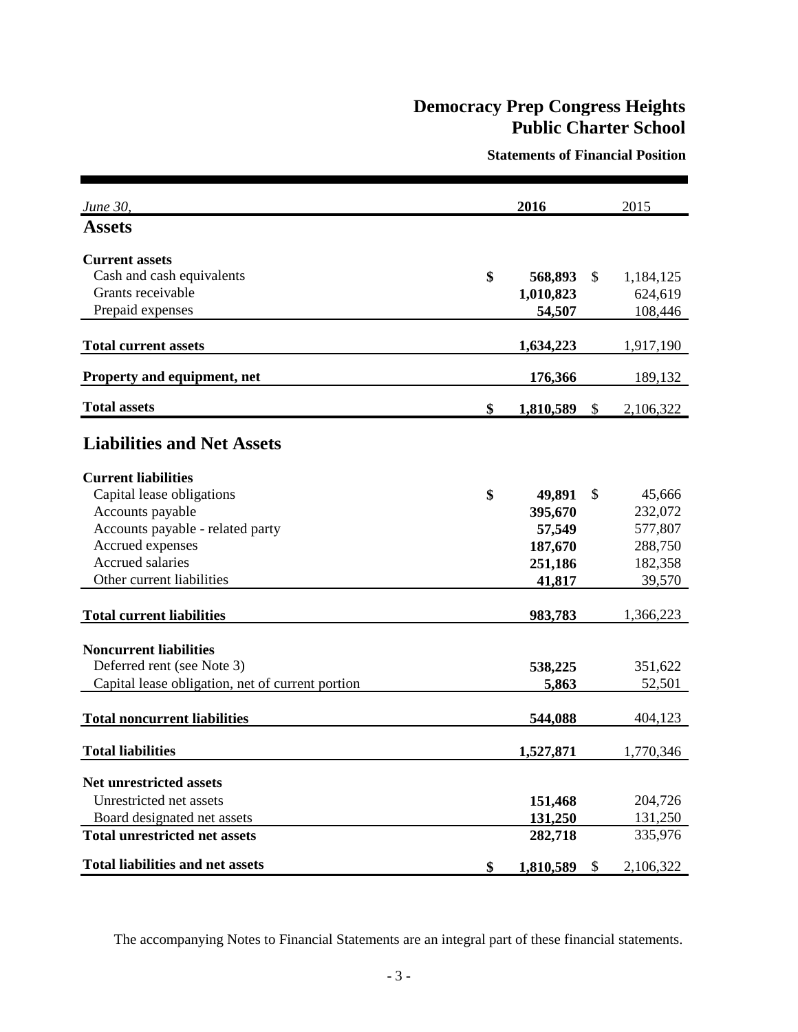# Democracy Prep Congress Heights Public Charter School

## Statements of Financial Position

| *June 30,* | **2016** | 2015 |
|---|---|---|
| **Assets** | | |
| **Current assets** | | |
| Cash and cash equivalents | **$ 568,893** | $ 1,184,125 |
| Grants receivable | **1,010,823** | 624,619 |
| Prepaid expenses | **54,507** | 108,446 |
| **Total current assets** | **1,634,223** | 1,917,190 |
| **Property and equipment, net** | **176,366** | 189,132 |
| **Total assets** | **$ 1,810,589** | $ 2,106,322 |
| **Liabilities and Net Assets** | | |
| **Current liabilities** | | |
| Capital lease obligations | **$ 49,891** | $ 45,666 |
| Accounts payable | **395,670** | 232,072 |
| Accounts payable - related party | **57,549** | 577,807 |
| Accrued expenses | **187,670** | 288,750 |
| Accrued salaries | **251,186** | 182,358 |
| Other current liabilities | **41,817** | 39,570 |
| **Total current liabilities** | **983,783** | 1,366,223 |
| **Noncurrent liabilities** | | |
| Deferred rent (see Note 3) | **538,225** | 351,622 |
| Capital lease obligation, net of current portion | **5,863** | 52,501 |
| **Total noncurrent liabilities** | **544,088** | 404,123 |
| **Total liabilities** | **1,527,871** | 1,770,346 |
| **Net unrestricted assets** | | |
| Unrestricted net assets | **151,468** | 204,726 |
| Board designated net assets | **131,250** | 131,250 |
| **Total unrestricted net assets** | **282,718** | 335,976 |
| **Total liabilities and net assets** | **$ 1,810,589** | $ 2,106,322 |

The accompanying Notes to Financial Statements are an integral part of these financial statements.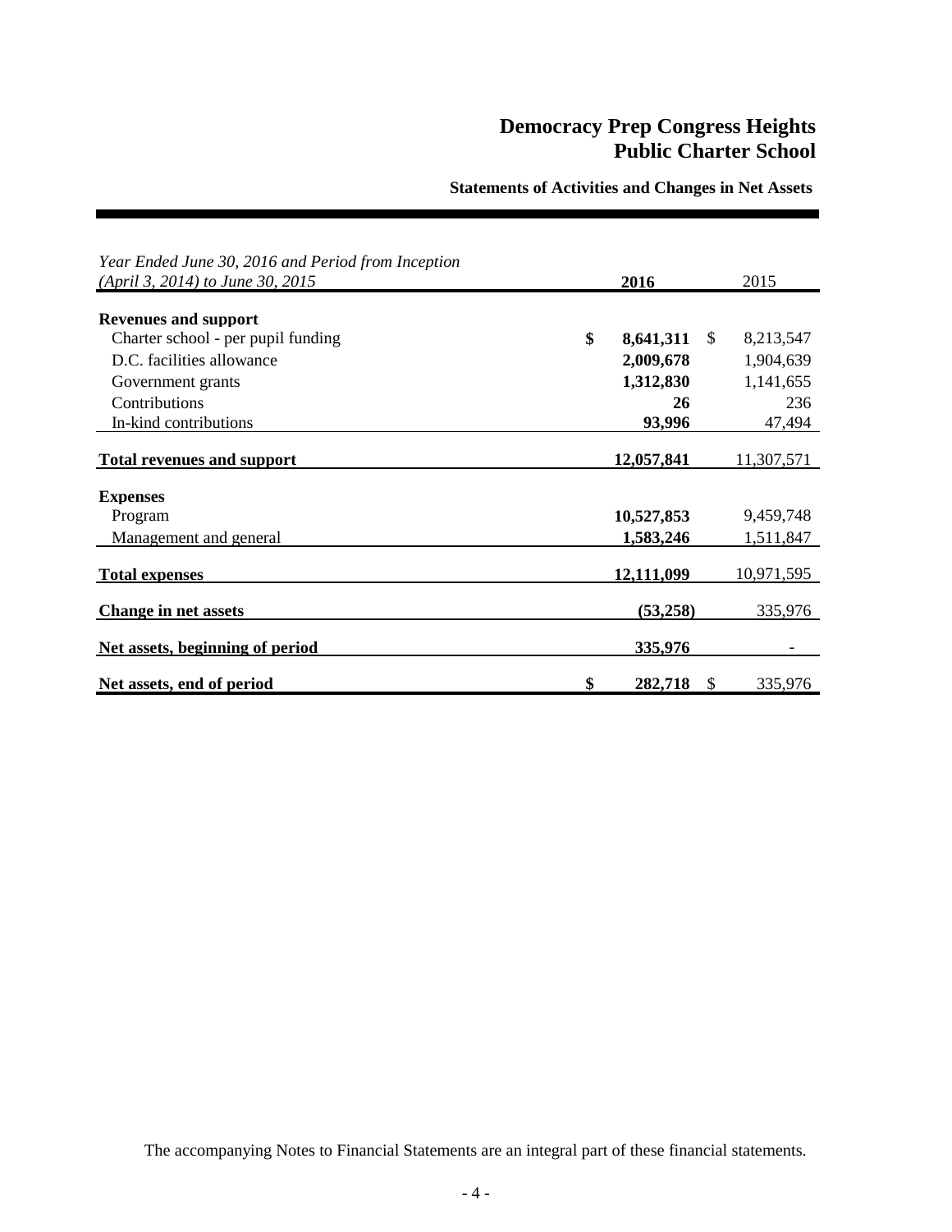# Democracy Prep Congress Heights Public Charter School

## Statements of Activities and Changes in Net Assets

| *Year Ended June 30, 2016 and Period from Inception (April 3, 2014) to June 30, 2015* | **2016** | 2015 |
|---|---|---|
| **Revenues and support** | | |
| Charter school - per pupil funding | **$ 8,641,311** | $ 8,213,547 |
| D.C. facilities allowance | **2,009,678** | 1,904,639 |
| Government grants | **1,312,830** | 1,141,655 |
| Contributions | **26** | 236 |
| In-kind contributions | **93,996** | 47,494 |
| **Total revenues and support** | **12,057,841** | 11,307,571 |
| **Expenses** | | |
| Program | **10,527,853** | 9,459,748 |
| Management and general | **1,583,246** | 1,511,847 |
| **Total expenses** | **12,111,099** | 10,971,595 |
| **Change in net assets** | **(53,258)** | 335,976 |
| **Net assets, beginning of period** | **335,976** | - |
| **Net assets, end of period** | **$ 282,718** | $ 335,976 |

The accompanying Notes to Financial Statements are an integral part of these financial statements.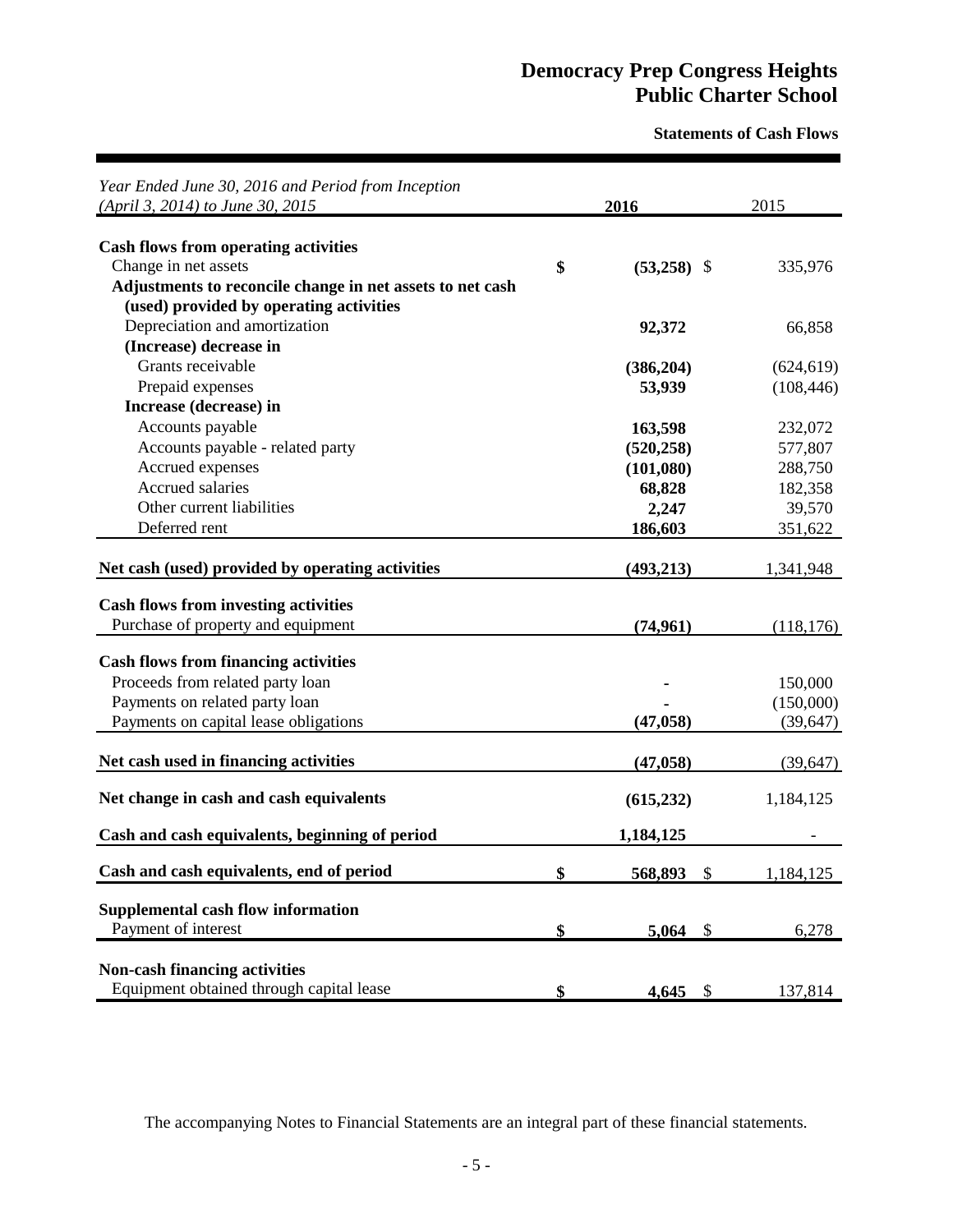# Democracy Prep Congress Heights Public Charter School

## Statements of Cash Flows

| *Year Ended June 30, 2016 and Period from Inception (April 3, 2014) to June 30, 2015* | **2016** | 2015 |
|---|---|---|
| **Cash flows from operating activities** | | |
| Change in net assets | **$ (53,258)** | $ 335,976 |
| **Adjustments to reconcile change in net assets to net cash (used) provided by operating activities** | | |
| Depreciation and amortization | **92,372** | 66,858 |
| **(Increase) decrease in** | | |
| Grants receivable | **(386,204)** | (624,619) |
| Prepaid expenses | **53,939** | (108,446) |
| **Increase (decrease) in** | | |
| Accounts payable | **163,598** | 232,072 |
| Accounts payable - related party | **(520,258)** | 577,807 |
| Accrued expenses | **(101,080)** | 288,750 |
| Accrued salaries | **68,828** | 182,358 |
| Other current liabilities | **2,247** | 39,570 |
| Deferred rent | **186,603** | 351,622 |
| **Net cash (used) provided by operating activities** | **(493,213)** | 1,341,948 |
| **Cash flows from investing activities** | | |
| Purchase of property and equipment | **(74,961)** | (118,176) |
| **Cash flows from financing activities** | | |
| Proceeds from related party loan | **-** | 150,000 |
| Payments on related party loan | **-** | (150,000) |
| Payments on capital lease obligations | **(47,058)** | (39,647) |
| **Net cash used in financing activities** | **(47,058)** | (39,647) |
| **Net change in cash and cash equivalents** | **(615,232)** | 1,184,125 |
| **Cash and cash equivalents, beginning of period** | **1,184,125** | - |
| **Cash and cash equivalents, end of period** | **$ 568,893** | $ 1,184,125 |
| **Supplemental cash flow information** | | |
| Payment of interest | **$ 5,064** | $ 6,278 |
| **Non-cash financing activities** | | |
| Equipment obtained through capital lease | **$ 4,645** | $ 137,814 |

The accompanying Notes to Financial Statements are an integral part of these financial statements.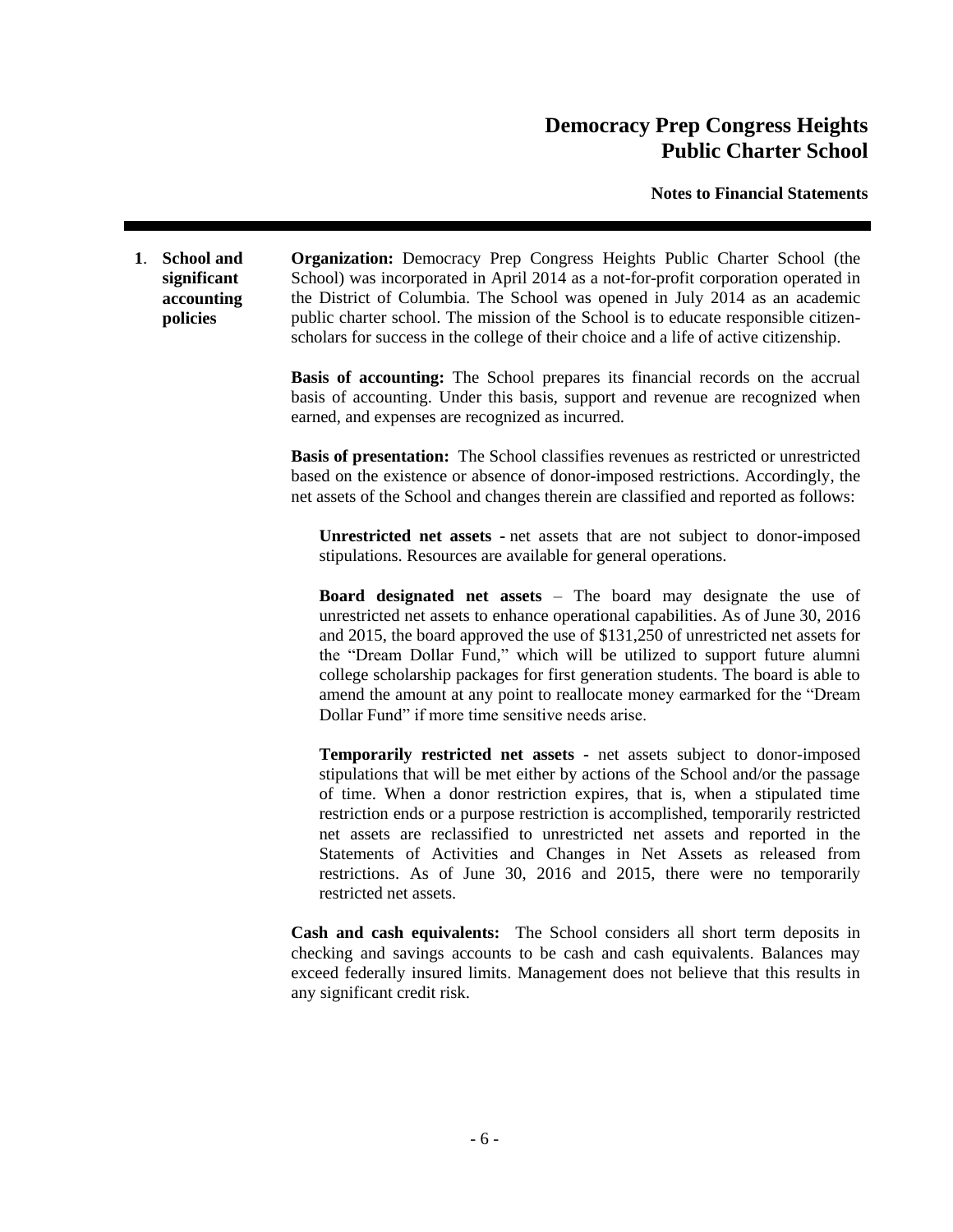# Democracy Prep Congress Heights Public Charter School

## Notes to Financial Statements

**1. School and significant accounting policies**

**Organization:** Democracy Prep Congress Heights Public Charter School (the School) was incorporated in April 2014 as a not-for-profit corporation operated in the District of Columbia. The School was opened in July 2014 as an academic public charter school. The mission of the School is to educate responsible citizen-scholars for success in the college of their choice and a life of active citizenship.

**Basis of accounting:** The School prepares its financial records on the accrual basis of accounting. Under this basis, support and revenue are recognized when earned, and expenses are recognized as incurred.

**Basis of presentation:** The School classifies revenues as restricted or unrestricted based on the existence or absence of donor-imposed restrictions. Accordingly, the net assets of the School and changes therein are classified and reported as follows:

> **Unrestricted net assets** - net assets that are not subject to donor-imposed stipulations. Resources are available for general operations.
>
> **Board designated net assets** – The board may designate the use of unrestricted net assets to enhance operational capabilities. As of June 30, 2016 and 2015, the board approved the use of $131,250 of unrestricted net assets for the "Dream Dollar Fund," which will be utilized to support future alumni college scholarship packages for first generation students. The board is able to amend the amount at any point to reallocate money earmarked for the "Dream Dollar Fund" if more time sensitive needs arise.
>
> **Temporarily restricted net assets** - net assets subject to donor-imposed stipulations that will be met either by actions of the School and/or the passage of time. When a donor restriction expires, that is, when a stipulated time restriction ends or a purpose restriction is accomplished, temporarily restricted net assets are reclassified to unrestricted net assets and reported in the Statements of Activities and Changes in Net Assets as released from restrictions. As of June 30, 2016 and 2015, there were no temporarily restricted net assets.

**Cash and cash equivalents:** The School considers all short term deposits in checking and savings accounts to be cash and cash equivalents. Balances may exceed federally insured limits. Management does not believe that this results in any significant credit risk.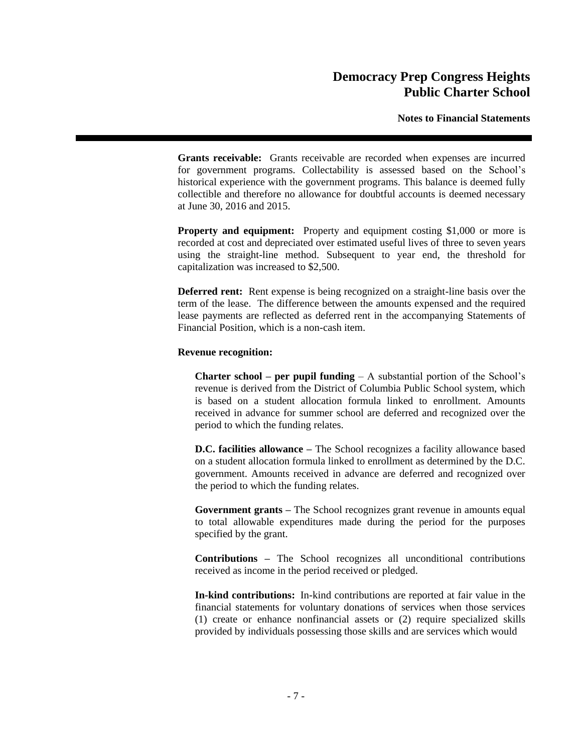**Grants receivable:** Grants receivable are recorded when expenses are incurred for government programs. Collectability is assessed based on the School's historical experience with the government programs. This balance is deemed fully collectible and therefore no allowance for doubtful accounts is deemed necessary at June 30, 2016 and 2015.

**Property and equipment:** Property and equipment costing $1,000 or more is recorded at cost and depreciated over estimated useful lives of three to seven years using the straight-line method. Subsequent to year end, the threshold for capitalization was increased to $2,500.

**Deferred rent:** Rent expense is being recognized on a straight-line basis over the term of the lease. The difference between the amounts expensed and the required lease payments are reflected as deferred rent in the accompanying Statements of Financial Position, which is a non-cash item.

**Revenue recognition:**

**Charter school – per pupil funding** – A substantial portion of the School's revenue is derived from the District of Columbia Public School system, which is based on a student allocation formula linked to enrollment. Amounts received in advance for summer school are deferred and recognized over the period to which the funding relates.

**D.C. facilities allowance –** The School recognizes a facility allowance based on a student allocation formula linked to enrollment as determined by the D.C. government. Amounts received in advance are deferred and recognized over the period to which the funding relates.

**Government grants –** The School recognizes grant revenue in amounts equal to total allowable expenditures made during the period for the purposes specified by the grant.

**Contributions –** The School recognizes all unconditional contributions received as income in the period received or pledged.

**In-kind contributions:** In-kind contributions are reported at fair value in the financial statements for voluntary donations of services when those services (1) create or enhance nonfinancial assets or (2) require specialized skills provided by individuals possessing those skills and are services which would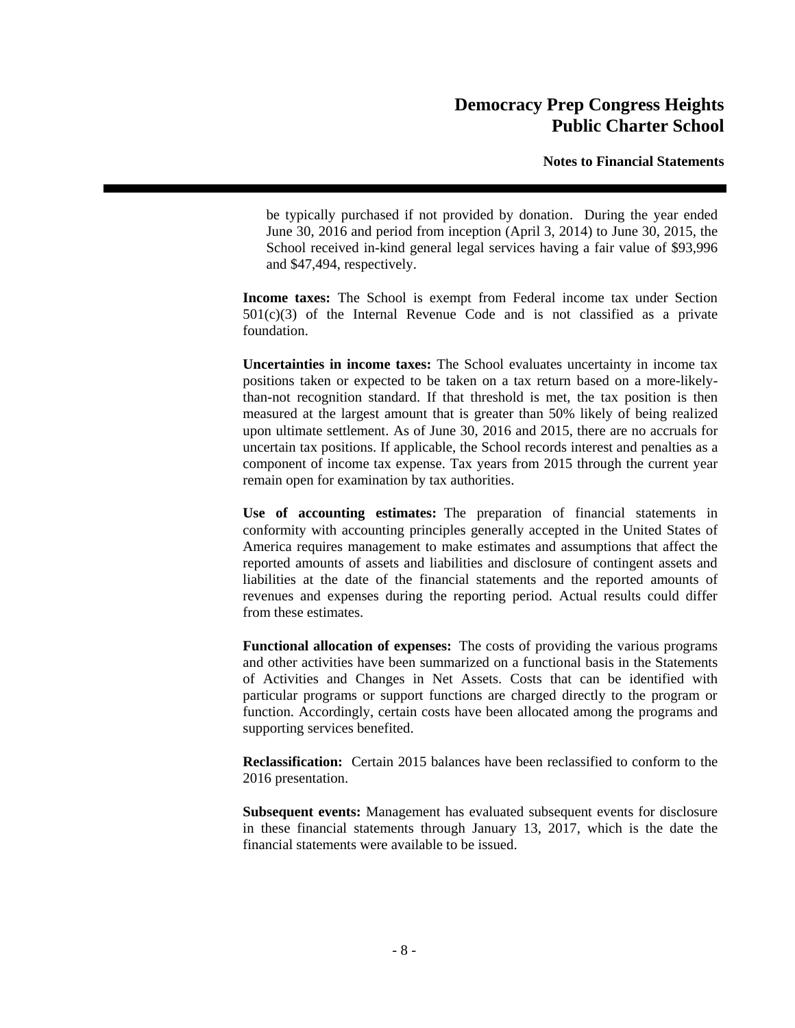be typically purchased if not provided by donation. During the year ended June 30, 2016 and period from inception (April 3, 2014) to June 30, 2015, the School received in-kind general legal services having a fair value of $93,996 and $47,494, respectively.

**Income taxes:** The School is exempt from Federal income tax under Section 501(c)(3) of the Internal Revenue Code and is not classified as a private foundation.

**Uncertainties in income taxes:** The School evaluates uncertainty in income tax positions taken or expected to be taken on a tax return based on a more-likely-than-not recognition standard. If that threshold is met, the tax position is then measured at the largest amount that is greater than 50% likely of being realized upon ultimate settlement. As of June 30, 2016 and 2015, there are no accruals for uncertain tax positions. If applicable, the School records interest and penalties as a component of income tax expense. Tax years from 2015 through the current year remain open for examination by tax authorities.

**Use of accounting estimates:** The preparation of financial statements in conformity with accounting principles generally accepted in the United States of America requires management to make estimates and assumptions that affect the reported amounts of assets and liabilities and disclosure of contingent assets and liabilities at the date of the financial statements and the reported amounts of revenues and expenses during the reporting period. Actual results could differ from these estimates.

**Functional allocation of expenses:** The costs of providing the various programs and other activities have been summarized on a functional basis in the Statements of Activities and Changes in Net Assets. Costs that can be identified with particular programs or support functions are charged directly to the program or function. Accordingly, certain costs have been allocated among the programs and supporting services benefited.

**Reclassification:** Certain 2015 balances have been reclassified to conform to the 2016 presentation.

**Subsequent events:** Management has evaluated subsequent events for disclosure in these financial statements through January 13, 2017, which is the date the financial statements were available to be issued.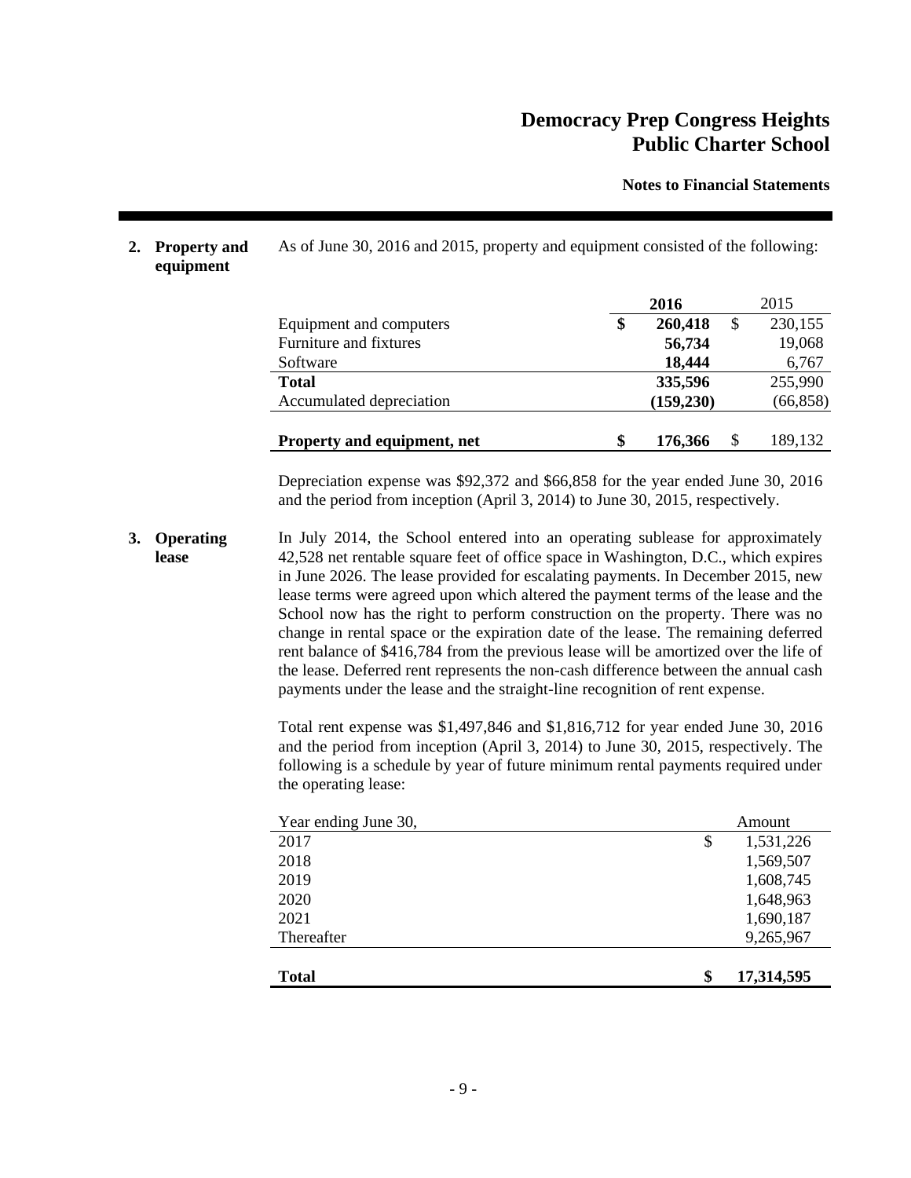# Democracy Prep Congress Heights Public Charter School

**Notes to Financial Statements**

## 2. Property and equipment

As of June 30, 2016 and 2015, property and equipment consisted of the following:

| | 2016 | 2015 |
|---|---|---|
| Equipment and computers | **$ 260,418** | $ 230,155 |
| Furniture and fixtures | **56,734** | 19,068 |
| Software | **18,444** | 6,767 |
| **Total** | **335,596** | 255,990 |
| Accumulated depreciation | **(159,230)** | (66,858) |
| **Property and equipment, net** | **$ 176,366** | $ 189,132 |

Depreciation expense was $92,372 and $66,858 for the year ended June 30, 2016 and the period from inception (April 3, 2014) to June 30, 2015, respectively.

## 3. Operating lease

In July 2014, the School entered into an operating sublease for approximately 42,528 net rentable square feet of office space in Washington, D.C., which expires in June 2026. The lease provided for escalating payments. In December 2015, new lease terms were agreed upon which altered the payment terms of the lease and the School now has the right to perform construction on the property. There was no change in rental space or the expiration date of the lease. The remaining deferred rent balance of $416,784 from the previous lease will be amortized over the life of the lease. Deferred rent represents the non-cash difference between the annual cash payments under the lease and the straight-line recognition of rent expense.

Total rent expense was $1,497,846 and $1,816,712 for year ended June 30, 2016 and the period from inception (April 3, 2014) to June 30, 2015, respectively. The following is a schedule by year of future minimum rental payments required under the operating lease:

| Year ending June 30, | Amount |
|---|---|
| 2017 | $ 1,531,226 |
| 2018 | 1,569,507 |
| 2019 | 1,608,745 |
| 2020 | 1,648,963 |
| 2021 | 1,690,187 |
| Thereafter | 9,265,967 |
| **Total** | **$ 17,314,595** |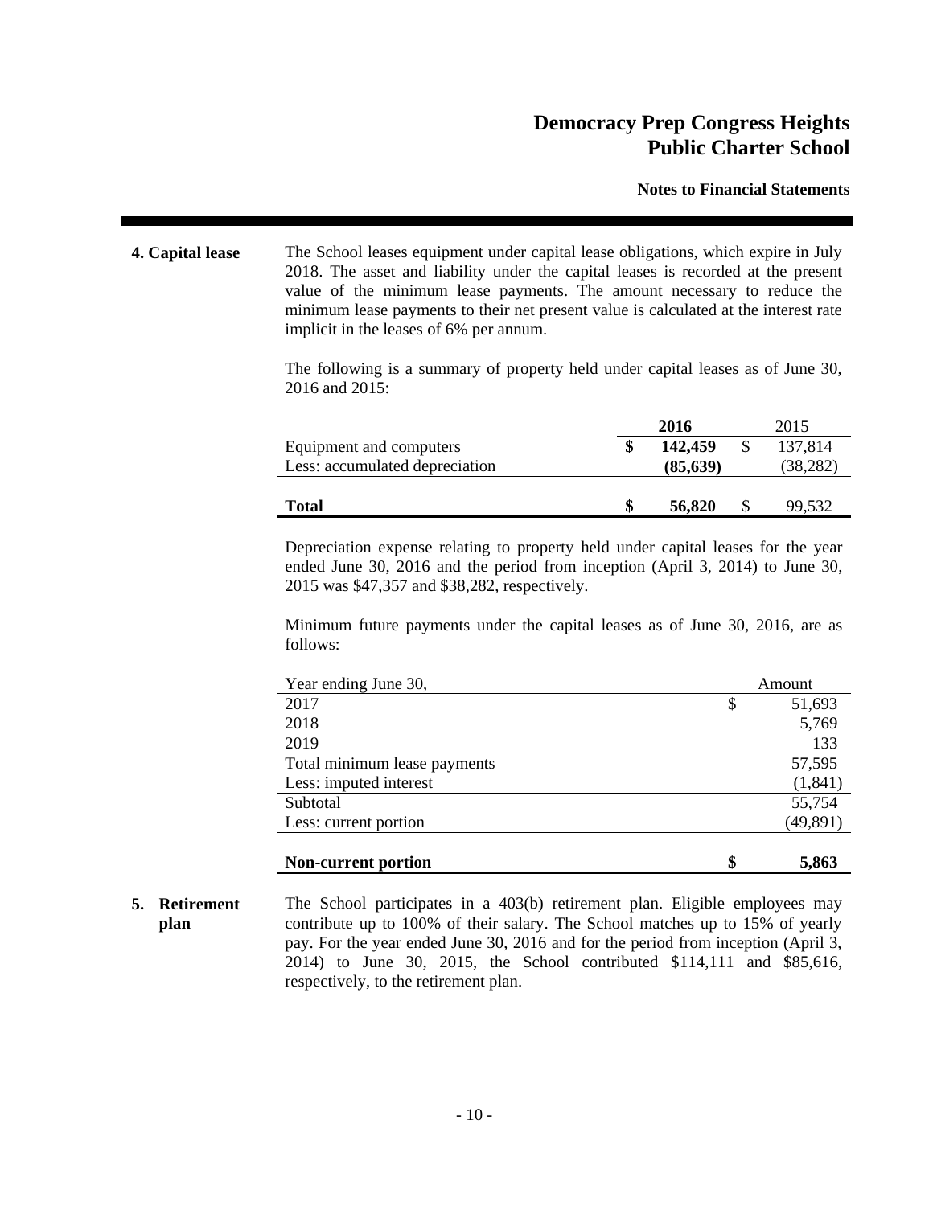## 4. Capital lease

The School leases equipment under capital lease obligations, which expire in July 2018. The asset and liability under the capital leases is recorded at the present value of the minimum lease payments. The amount necessary to reduce the minimum lease payments to their net present value is calculated at the interest rate implicit in the leases of 6% per annum.

The following is a summary of property held under capital leases as of June 30, 2016 and 2015:

| | **2016** | 2015 |
|---|---|---|
| Equipment and computers | **$ 142,459** | $ 137,814 |
| Less: accumulated depreciation | **(85,639)** | (38,282) |
| **Total** | **$ 56,820** | $ 99,532 |

Depreciation expense relating to property held under capital leases for the year ended June 30, 2016 and the period from inception (April 3, 2014) to June 30, 2015 was $47,357 and $38,282, respectively.

Minimum future payments under the capital leases as of June 30, 2016, are as follows:

| Year ending June 30, | Amount |
|---|---|
| 2017 | $ 51,693 |
| 2018 | 5,769 |
| 2019 | 133 |
| Total minimum lease payments | 57,595 |
| Less: imputed interest | (1,841) |
| Subtotal | 55,754 |
| Less: current portion | (49,891) |
| **Non-current portion** | **$ 5,863** |

## 5. Retirement plan

The School participates in a 403(b) retirement plan. Eligible employees may contribute up to 100% of their salary. The School matches up to 15% of yearly pay. For the year ended June 30, 2016 and for the period from inception (April 3, 2014) to June 30, 2015, the School contributed $114,111 and $85,616, respectively, to the retirement plan.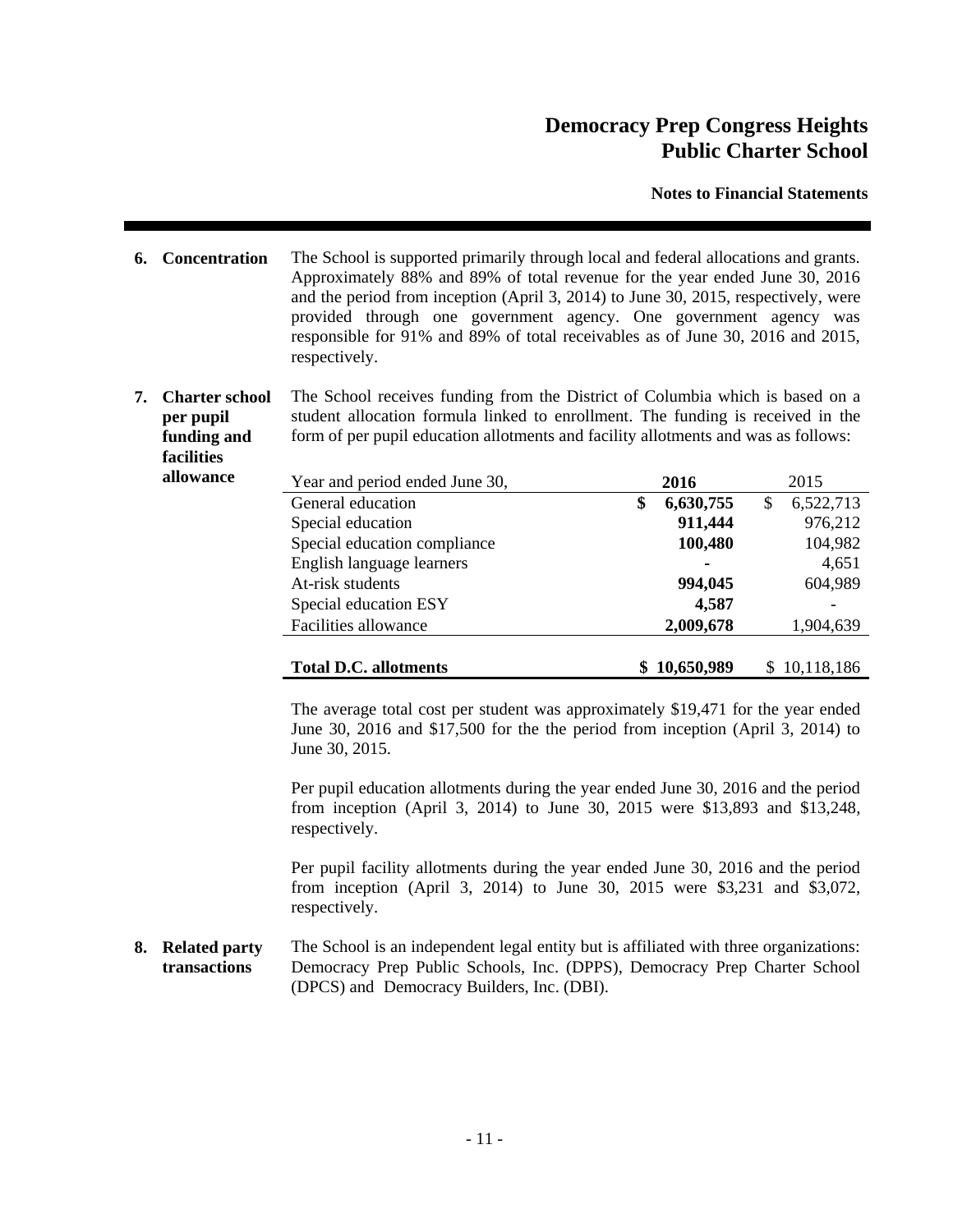**6. Concentration**

The School is supported primarily through local and federal allocations and grants. Approximately 88% and 89% of total revenue for the year ended June 30, 2016 and the period from inception (April 3, 2014) to June 30, 2015, respectively, were provided through one government agency. One government agency was responsible for 91% and 89% of total receivables as of June 30, 2016 and 2015, respectively.

**7. Charter school per pupil funding and facilities allowance**

The School receives funding from the District of Columbia which is based on a student allocation formula linked to enrollment. The funding is received in the form of per pupil education allotments and facility allotments and was as follows:

| Year and period ended June 30, | 2016 | 2015 |
|---|---|---|
| General education | **$ 6,630,755** | $ 6,522,713 |
| Special education | **911,444** | 976,212 |
| Special education compliance | **100,480** | 104,982 |
| English language learners | **-** | 4,651 |
| At-risk students | **994,045** | 604,989 |
| Special education ESY | **4,587** | - |
| Facilities allowance | **2,009,678** | 1,904,639 |
| **Total D.C. allotments** | **$ 10,650,989** | $ 10,118,186 |

The average total cost per student was approximately $19,471 for the year ended June 30, 2016 and $17,500 for the the period from inception (April 3, 2014) to June 30, 2015.

Per pupil education allotments during the year ended June 30, 2016 and the period from inception (April 3, 2014) to June 30, 2015 were $13,893 and $13,248, respectively.

Per pupil facility allotments during the year ended June 30, 2016 and the period from inception (April 3, 2014) to June 30, 2015 were $3,231 and $3,072, respectively.

**8. Related party transactions**

The School is an independent legal entity but is affiliated with three organizations: Democracy Prep Public Schools, Inc. (DPPS), Democracy Prep Charter School (DPCS) and Democracy Builders, Inc. (DBI).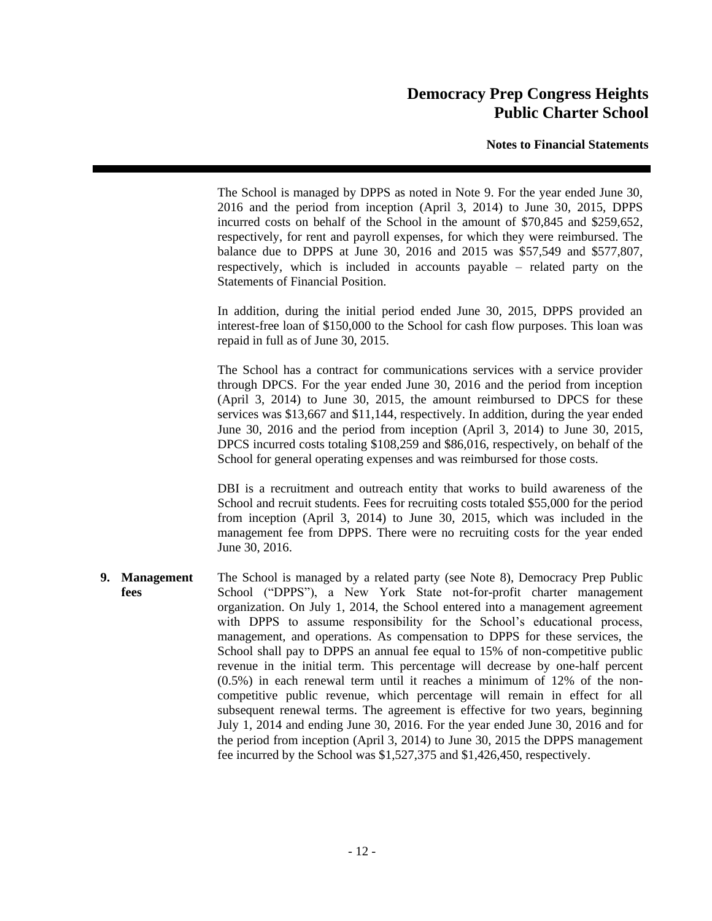The School is managed by DPPS as noted in Note 9. For the year ended June 30, 2016 and the period from inception (April 3, 2014) to June 30, 2015, DPPS incurred costs on behalf of the School in the amount of $70,845 and $259,652, respectively, for rent and payroll expenses, for which they were reimbursed. The balance due to DPPS at June 30, 2016 and 2015 was $57,549 and $577,807, respectively, which is included in accounts payable – related party on the Statements of Financial Position.

In addition, during the initial period ended June 30, 2015, DPPS provided an interest-free loan of $150,000 to the School for cash flow purposes. This loan was repaid in full as of June 30, 2015.

The School has a contract for communications services with a service provider through DPCS. For the year ended June 30, 2016 and the period from inception (April 3, 2014) to June 30, 2015, the amount reimbursed to DPCS for these services was $13,667 and $11,144, respectively. In addition, during the year ended June 30, 2016 and the period from inception (April 3, 2014) to June 30, 2015, DPCS incurred costs totaling $108,259 and $86,016, respectively, on behalf of the School for general operating expenses and was reimbursed for those costs.

DBI is a recruitment and outreach entity that works to build awareness of the School and recruit students. Fees for recruiting costs totaled $55,000 for the period from inception (April 3, 2014) to June 30, 2015, which was included in the management fee from DPPS. There were no recruiting costs for the year ended June 30, 2016.

## 9. Management fees

The School is managed by a related party (see Note 8), Democracy Prep Public School ("DPPS"), a New York State not-for-profit charter management organization. On July 1, 2014, the School entered into a management agreement with DPPS to assume responsibility for the School's educational process, management, and operations. As compensation to DPPS for these services, the School shall pay to DPPS an annual fee equal to 15% of non-competitive public revenue in the initial term. This percentage will decrease by one-half percent (0.5%) in each renewal term until it reaches a minimum of 12% of the non-competitive public revenue, which percentage will remain in effect for all subsequent renewal terms. The agreement is effective for two years, beginning July 1, 2014 and ending June 30, 2016. For the year ended June 30, 2016 and for the period from inception (April 3, 2014) to June 30, 2015 the DPPS management fee incurred by the School was $1,527,375 and $1,426,450, respectively.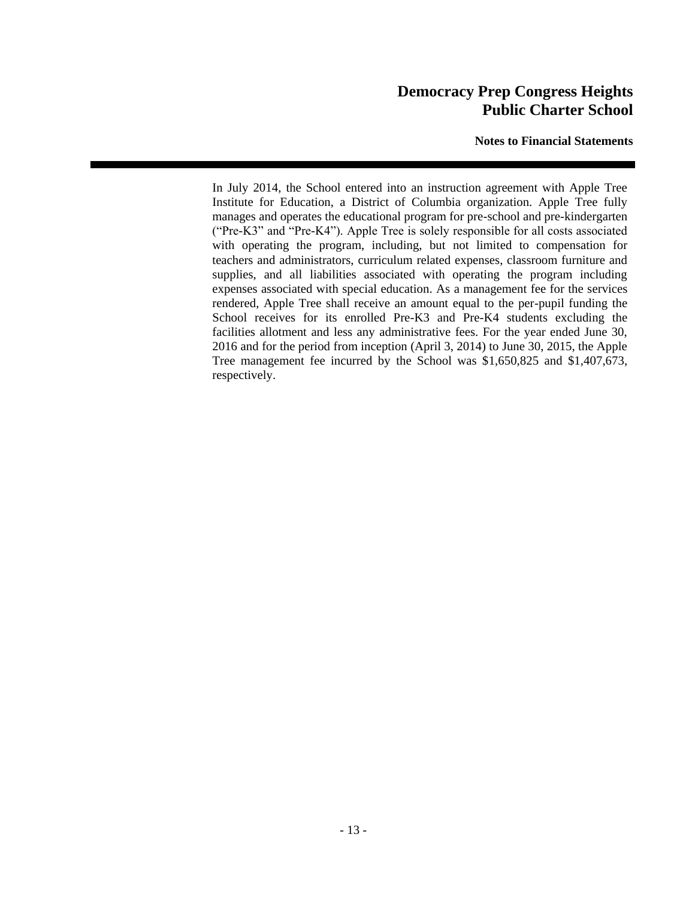In July 2014, the School entered into an instruction agreement with Apple Tree Institute for Education, a District of Columbia organization. Apple Tree fully manages and operates the educational program for pre-school and pre-kindergarten ("Pre-K3" and "Pre-K4"). Apple Tree is solely responsible for all costs associated with operating the program, including, but not limited to compensation for teachers and administrators, curriculum related expenses, classroom furniture and supplies, and all liabilities associated with operating the program including expenses associated with special education. As a management fee for the services rendered, Apple Tree shall receive an amount equal to the per-pupil funding the School receives for its enrolled Pre-K3 and Pre-K4 students excluding the facilities allotment and less any administrative fees. For the year ended June 30, 2016 and for the period from inception (April 3, 2014) to June 30, 2015, the Apple Tree management fee incurred by the School was $1,650,825 and $1,407,673, respectively.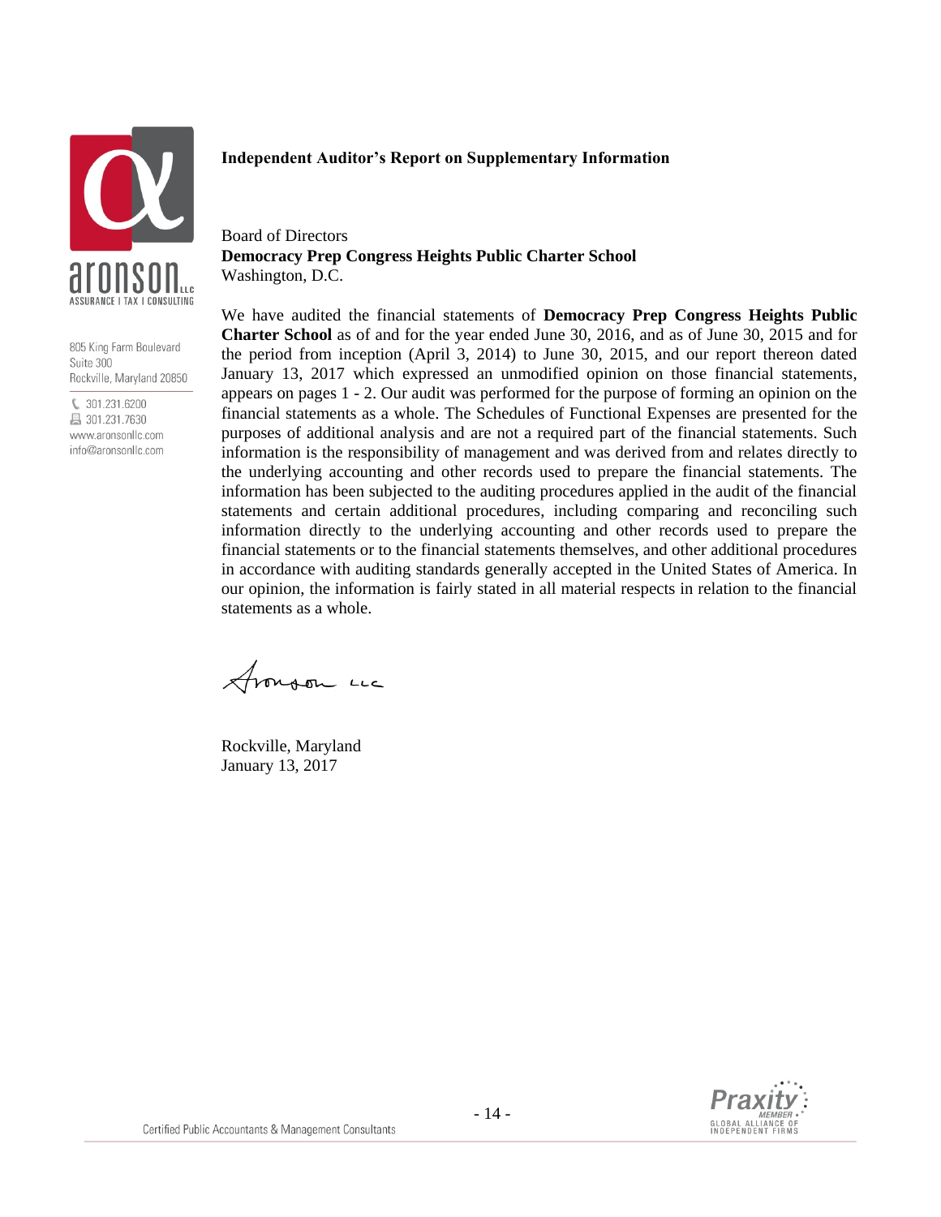aronson LLC
ASSURANCE | TAX | CONSULTING

805 King Farm Boulevard
Suite 300
Rockville, Maryland 20850

301.231.6200
301.231.7630
www.aronsonllc.com
info@aronsonllc.com

## Independent Auditor's Report on Supplementary Information

Board of Directors
**Democracy Prep Congress Heights Public Charter School**
Washington, D.C.

We have audited the financial statements of **Democracy Prep Congress Heights Public Charter School** as of and for the year ended June 30, 2016, and as of June 30, 2015 and for the period from inception (April 3, 2014) to June 30, 2015, and our report thereon dated January 13, 2017 which expressed an unmodified opinion on those financial statements, appears on pages 1 - 2. Our audit was performed for the purpose of forming an opinion on the financial statements as a whole. The Schedules of Functional Expenses are presented for the purposes of additional analysis and are not a required part of the financial statements. Such information is the responsibility of management and was derived from and relates directly to the underlying accounting and other records used to prepare the financial statements. The information has been subjected to the auditing procedures applied in the audit of the financial statements and certain additional procedures, including comparing and reconciling such information directly to the underlying accounting and other records used to prepare the financial statements or to the financial statements themselves, and other additional procedures in accordance with auditing standards generally accepted in the United States of America. In our opinion, the information is fairly stated in all material respects in relation to the financial statements as a whole.

Aronson LLC

Rockville, Maryland
January 13, 2017

Certified Public Accountants & Management Consultants

Praxity MEMBER GLOBAL ALLIANCE OF INDEPENDENT FIRMS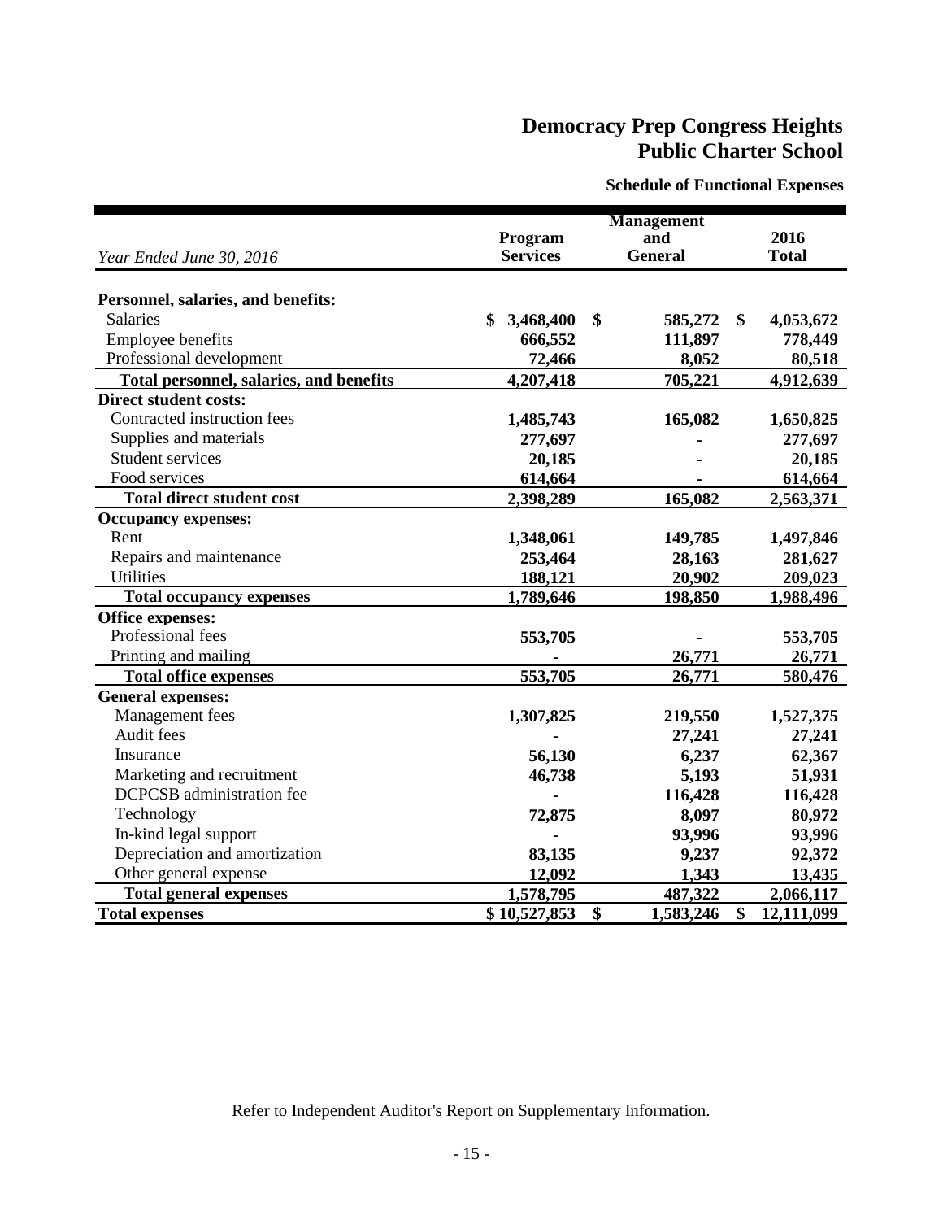# Democracy Prep Congress Heights Public Charter School

## Schedule of Functional Expenses

| *Year Ended June 30, 2016* | Program Services | Management and General | 2016 Total |
|---|---|---|---|
| **Personnel, salaries, and benefits:** | | | |
| Salaries | $ 3,468,400 | $ 585,272 | $ 4,053,672 |
| Employee benefits | 666,552 | 111,897 | 778,449 |
| Professional development | 72,466 | 8,052 | 80,518 |
| **Total personnel, salaries, and benefits** | 4,207,418 | 705,221 | 4,912,639 |
| **Direct student costs:** | | | |
| Contracted instruction fees | 1,485,743 | 165,082 | 1,650,825 |
| Supplies and materials | 277,697 | - | 277,697 |
| Student services | 20,185 | - | 20,185 |
| Food services | 614,664 | - | 614,664 |
| **Total direct student cost** | 2,398,289 | 165,082 | 2,563,371 |
| **Occupancy expenses:** | | | |
| Rent | 1,348,061 | 149,785 | 1,497,846 |
| Repairs and maintenance | 253,464 | 28,163 | 281,627 |
| Utilities | 188,121 | 20,902 | 209,023 |
| **Total occupancy expenses** | 1,789,646 | 198,850 | 1,988,496 |
| **Office expenses:** | | | |
| Professional fees | 553,705 | - | 553,705 |
| Printing and mailing | - | 26,771 | 26,771 |
| **Total office expenses** | 553,705 | 26,771 | 580,476 |
| **General expenses:** | | | |
| Management fees | 1,307,825 | 219,550 | 1,527,375 |
| Audit fees | - | 27,241 | 27,241 |
| Insurance | 56,130 | 6,237 | 62,367 |
| Marketing and recruitment | 46,738 | 5,193 | 51,931 |
| DCPCSB administration fee | - | 116,428 | 116,428 |
| Technology | 72,875 | 8,097 | 80,972 |
| In-kind legal support | - | 93,996 | 93,996 |
| Depreciation and amortization | 83,135 | 9,237 | 92,372 |
| Other general expense | 12,092 | 1,343 | 13,435 |
| **Total general expenses** | 1,578,795 | 487,322 | 2,066,117 |
| **Total expenses** | $ 10,527,853 | $ 1,583,246 | $ 12,111,099 |

Refer to Independent Auditor's Report on Supplementary Information.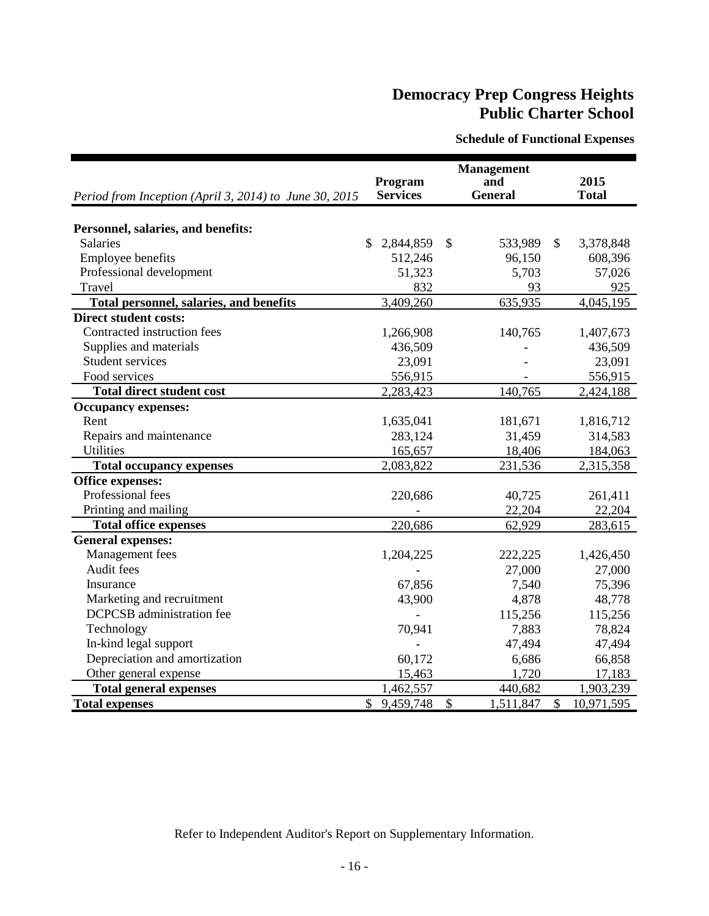# Democracy Prep Congress Heights Public Charter School

### Schedule of Functional Expenses

| *Period from Inception (April 3, 2014) to June 30, 2015* | Program Services | Management and General | 2015 Total |
|---|---|---|---|
| **Personnel, salaries, and benefits:** | | | |
| Salaries | $ 2,844,859 | $ 533,989 | $ 3,378,848 |
| Employee benefits | 512,246 | 96,150 | 608,396 |
| Professional development | 51,323 | 5,703 | 57,026 |
| Travel | 832 | 93 | 925 |
| **Total personnel, salaries, and benefits** | 3,409,260 | 635,935 | 4,045,195 |
| **Direct student costs:** | | | |
| Contracted instruction fees | 1,266,908 | 140,765 | 1,407,673 |
| Supplies and materials | 436,509 | - | 436,509 |
| Student services | 23,091 | - | 23,091 |
| Food services | 556,915 | - | 556,915 |
| **Total direct student cost** | 2,283,423 | 140,765 | 2,424,188 |
| **Occupancy expenses:** | | | |
| Rent | 1,635,041 | 181,671 | 1,816,712 |
| Repairs and maintenance | 283,124 | 31,459 | 314,583 |
| Utilities | 165,657 | 18,406 | 184,063 |
| **Total occupancy expenses** | 2,083,822 | 231,536 | 2,315,358 |
| **Office expenses:** | | | |
| Professional fees | 220,686 | 40,725 | 261,411 |
| Printing and mailing | - | 22,204 | 22,204 |
| **Total office expenses** | 220,686 | 62,929 | 283,615 |
| **General expenses:** | | | |
| Management fees | 1,204,225 | 222,225 | 1,426,450 |
| Audit fees | - | 27,000 | 27,000 |
| Insurance | 67,856 | 7,540 | 75,396 |
| Marketing and recruitment | 43,900 | 4,878 | 48,778 |
| DCPCSB administration fee | - | 115,256 | 115,256 |
| Technology | 70,941 | 7,883 | 78,824 |
| In-kind legal support | - | 47,494 | 47,494 |
| Depreciation and amortization | 60,172 | 6,686 | 66,858 |
| Other general expense | 15,463 | 1,720 | 17,183 |
| **Total general expenses** | 1,462,557 | 440,682 | 1,903,239 |
| **Total expenses** | $ 9,459,748 | $ 1,511,847 | $ 10,971,595 |

Refer to Independent Auditor's Report on Supplementary Information.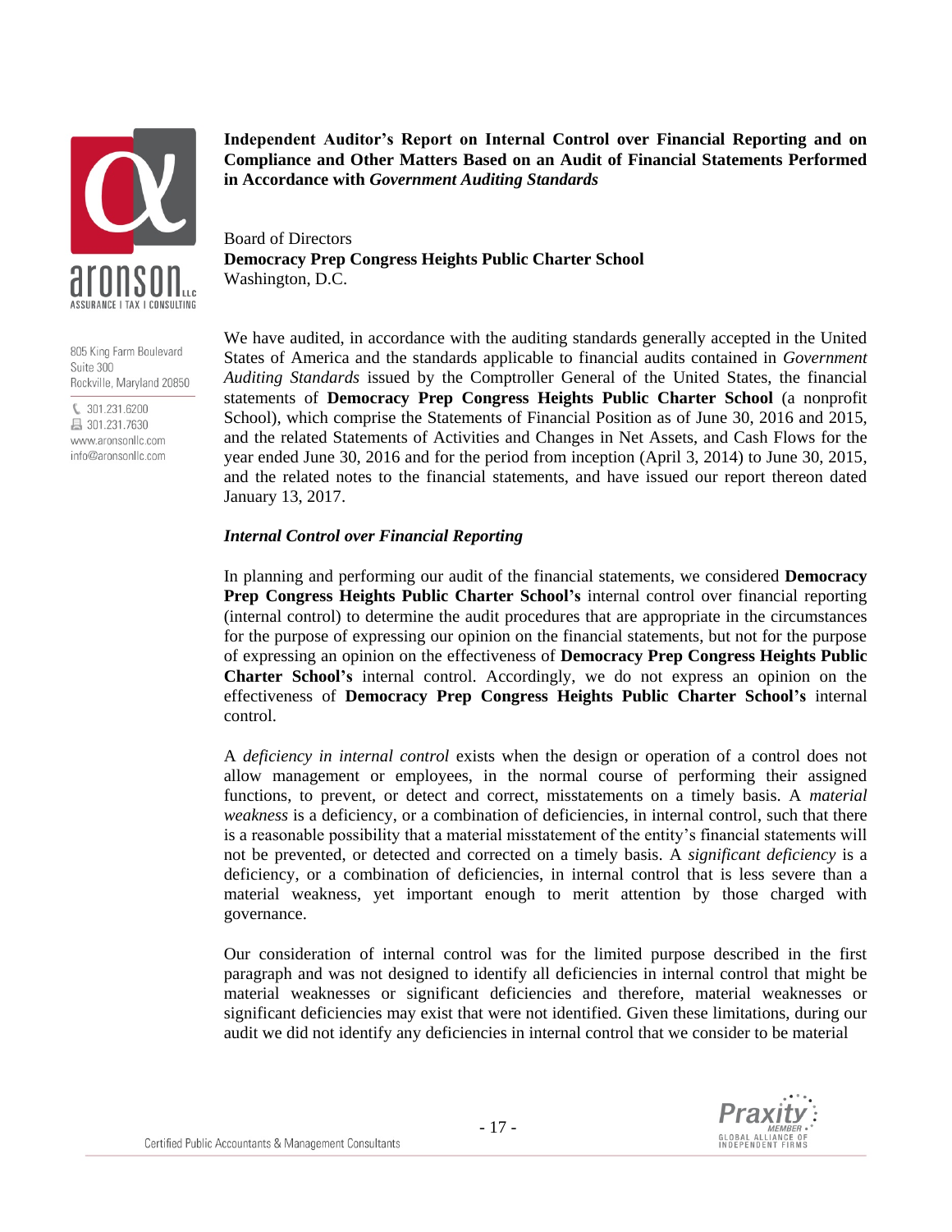**Independent Auditor's Report on Internal Control over Financial Reporting and on Compliance and Other Matters Based on an Audit of Financial Statements Performed in Accordance with *Government Auditing Standards***

Board of Directors
**Democracy Prep Congress Heights Public Charter School**
Washington, D.C.

We have audited, in accordance with the auditing standards generally accepted in the United States of America and the standards applicable to financial audits contained in *Government Auditing Standards* issued by the Comptroller General of the United States, the financial statements of **Democracy Prep Congress Heights Public Charter School** (a nonprofit School), which comprise the Statements of Financial Position as of June 30, 2016 and 2015, and the related Statements of Activities and Changes in Net Assets, and Cash Flows for the year ended June 30, 2016 and for the period from inception (April 3, 2014) to June 30, 2015, and the related notes to the financial statements, and have issued our report thereon dated January 13, 2017.

***Internal Control over Financial Reporting***

In planning and performing our audit of the financial statements, we considered **Democracy Prep Congress Heights Public Charter School's** internal control over financial reporting (internal control) to determine the audit procedures that are appropriate in the circumstances for the purpose of expressing our opinion on the financial statements, but not for the purpose of expressing an opinion on the effectiveness of **Democracy Prep Congress Heights Public Charter School's** internal control. Accordingly, we do not express an opinion on the effectiveness of **Democracy Prep Congress Heights Public Charter School's** internal control.

A *deficiency in internal control* exists when the design or operation of a control does not allow management or employees, in the normal course of performing their assigned functions, to prevent, or detect and correct, misstatements on a timely basis. A *material weakness* is a deficiency, or a combination of deficiencies, in internal control, such that there is a reasonable possibility that a material misstatement of the entity's financial statements will not be prevented, or detected and corrected on a timely basis. A *significant deficiency* is a deficiency, or a combination of deficiencies, in internal control that is less severe than a material weakness, yet important enough to merit attention by those charged with governance.

Our consideration of internal control was for the limited purpose described in the first paragraph and was not designed to identify all deficiencies in internal control that might be material weaknesses or significant deficiencies and therefore, material weaknesses or significant deficiencies may exist that were not identified. Given these limitations, during our audit we did not identify any deficiencies in internal control that we consider to be material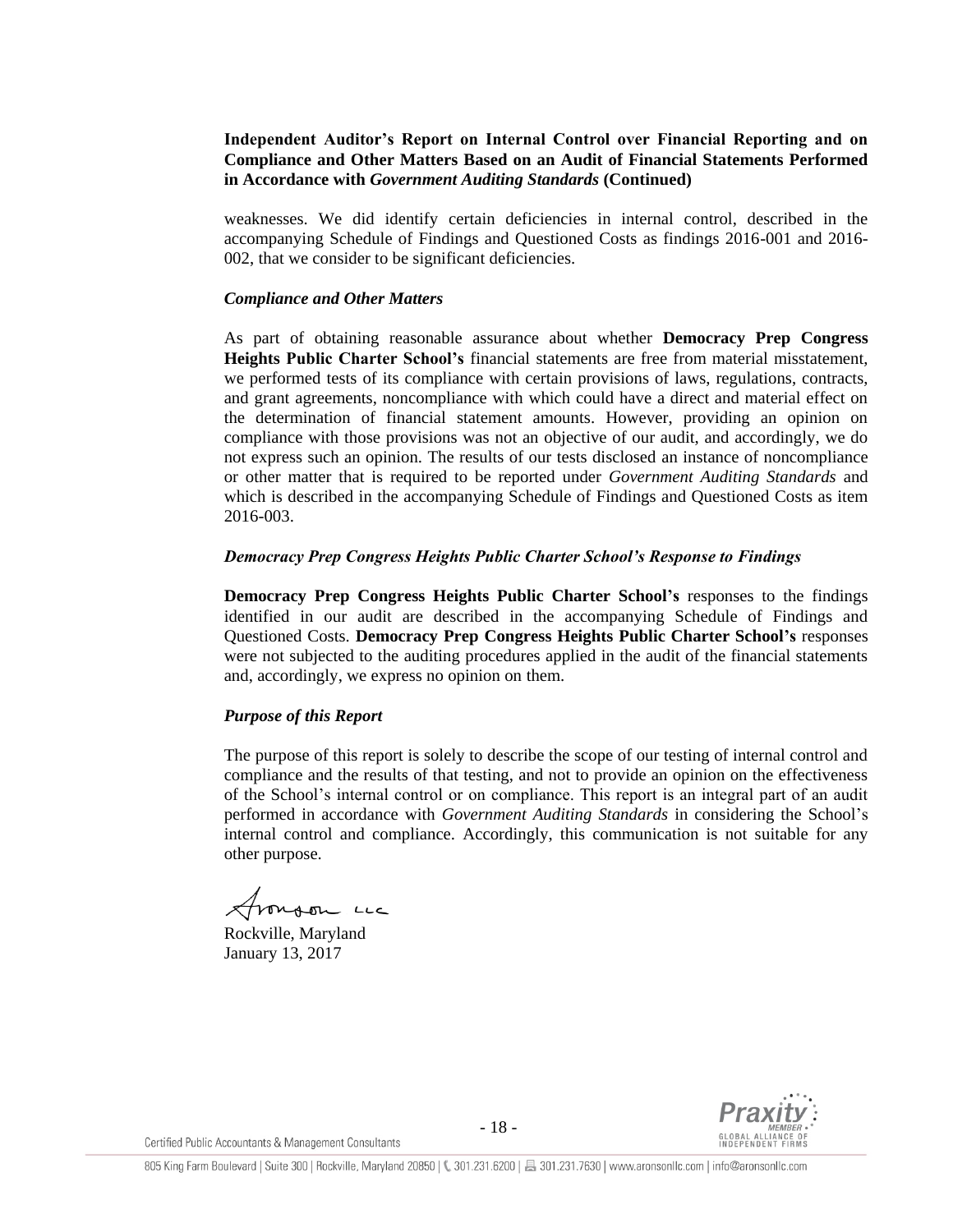**Independent Auditor's Report on Internal Control over Financial Reporting and on Compliance and Other Matters Based on an Audit of Financial Statements Performed in Accordance with *Government Auditing Standards* (Continued)**

weaknesses. We did identify certain deficiencies in internal control, described in the accompanying Schedule of Findings and Questioned Costs as findings 2016-001 and 2016-002, that we consider to be significant deficiencies.

***Compliance and Other Matters***

As part of obtaining reasonable assurance about whether **Democracy Prep Congress Heights Public Charter School's** financial statements are free from material misstatement, we performed tests of its compliance with certain provisions of laws, regulations, contracts, and grant agreements, noncompliance with which could have a direct and material effect on the determination of financial statement amounts. However, providing an opinion on compliance with those provisions was not an objective of our audit, and accordingly, we do not express such an opinion. The results of our tests disclosed an instance of noncompliance or other matter that is required to be reported under *Government Auditing Standards* and which is described in the accompanying Schedule of Findings and Questioned Costs as item 2016-003.

***Democracy Prep Congress Heights Public Charter School's Response to Findings***

**Democracy Prep Congress Heights Public Charter School's** responses to the findings identified in our audit are described in the accompanying Schedule of Findings and Questioned Costs. **Democracy Prep Congress Heights Public Charter School's** responses were not subjected to the auditing procedures applied in the audit of the financial statements and, accordingly, we express no opinion on them.

***Purpose of this Report***

The purpose of this report is solely to describe the scope of our testing of internal control and compliance and the results of that testing, and not to provide an opinion on the effectiveness of the School's internal control or on compliance. This report is an integral part of an audit performed in accordance with *Government Auditing Standards* in considering the School's internal control and compliance. Accordingly, this communication is not suitable for any other purpose.

Aronson LLC

Rockville, Maryland
January 13, 2017

Certified Public Accountants & Management Consultants

805 King Farm Boulevard | Suite 300 | Rockville, Maryland 20850 | 301.231.6200 | 301.231.7630 | www.aronsonllc.com | info@aronsonllc.com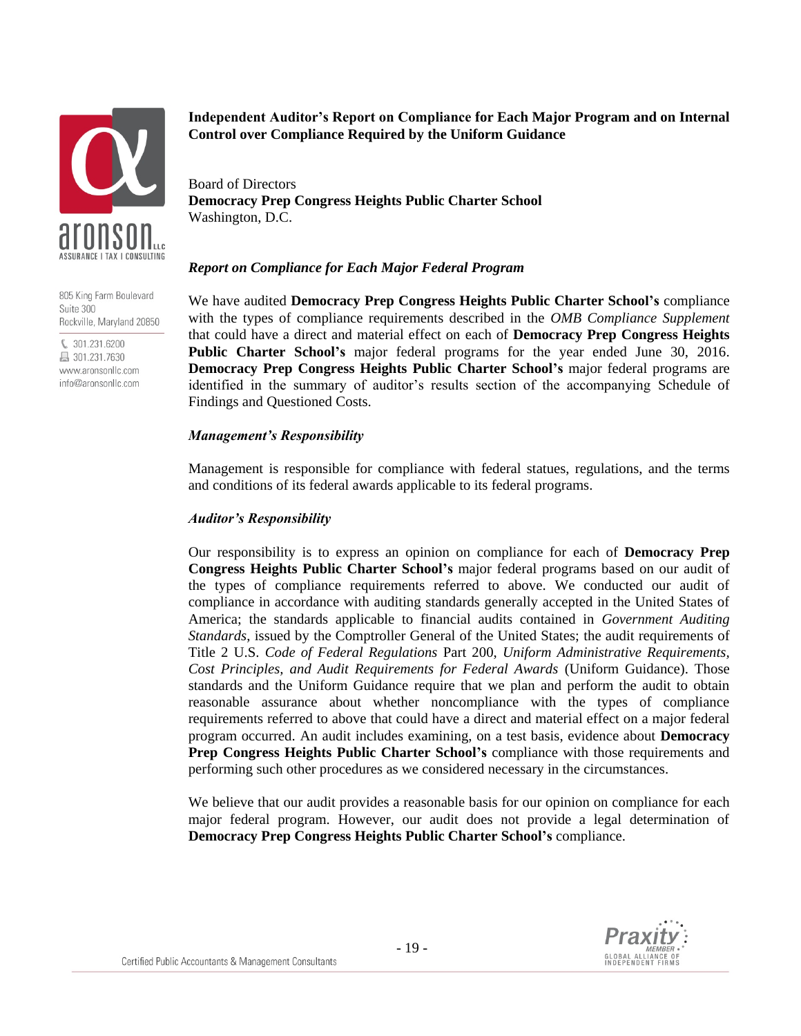## Independent Auditor's Report on Compliance for Each Major Program and on Internal Control over Compliance Required by the Uniform Guidance

Board of Directors
**Democracy Prep Congress Heights Public Charter School**
Washington, D.C.

### *Report on Compliance for Each Major Federal Program*

We have audited **Democracy Prep Congress Heights Public Charter School's** compliance with the types of compliance requirements described in the *OMB Compliance Supplement* that could have a direct and material effect on each of **Democracy Prep Congress Heights Public Charter School's** major federal programs for the year ended June 30, 2016. **Democracy Prep Congress Heights Public Charter School's** major federal programs are identified in the summary of auditor's results section of the accompanying Schedule of Findings and Questioned Costs.

### *Management's Responsibility*

Management is responsible for compliance with federal statues, regulations, and the terms and conditions of its federal awards applicable to its federal programs.

### *Auditor's Responsibility*

Our responsibility is to express an opinion on compliance for each of **Democracy Prep Congress Heights Public Charter School's** major federal programs based on our audit of the types of compliance requirements referred to above. We conducted our audit of compliance in accordance with auditing standards generally accepted in the United States of America; the standards applicable to financial audits contained in *Government Auditing Standards*, issued by the Comptroller General of the United States; the audit requirements of Title 2 U.S. *Code of Federal Regulations* Part 200, *Uniform Administrative Requirements, Cost Principles, and Audit Requirements for Federal Awards* (Uniform Guidance). Those standards and the Uniform Guidance require that we plan and perform the audit to obtain reasonable assurance about whether noncompliance with the types of compliance requirements referred to above that could have a direct and material effect on a major federal program occurred. An audit includes examining, on a test basis, evidence about **Democracy Prep Congress Heights Public Charter School's** compliance with those requirements and performing such other procedures as we considered necessary in the circumstances.

We believe that our audit provides a reasonable basis for our opinion on compliance for each major federal program. However, our audit does not provide a legal determination of **Democracy Prep Congress Heights Public Charter School's** compliance.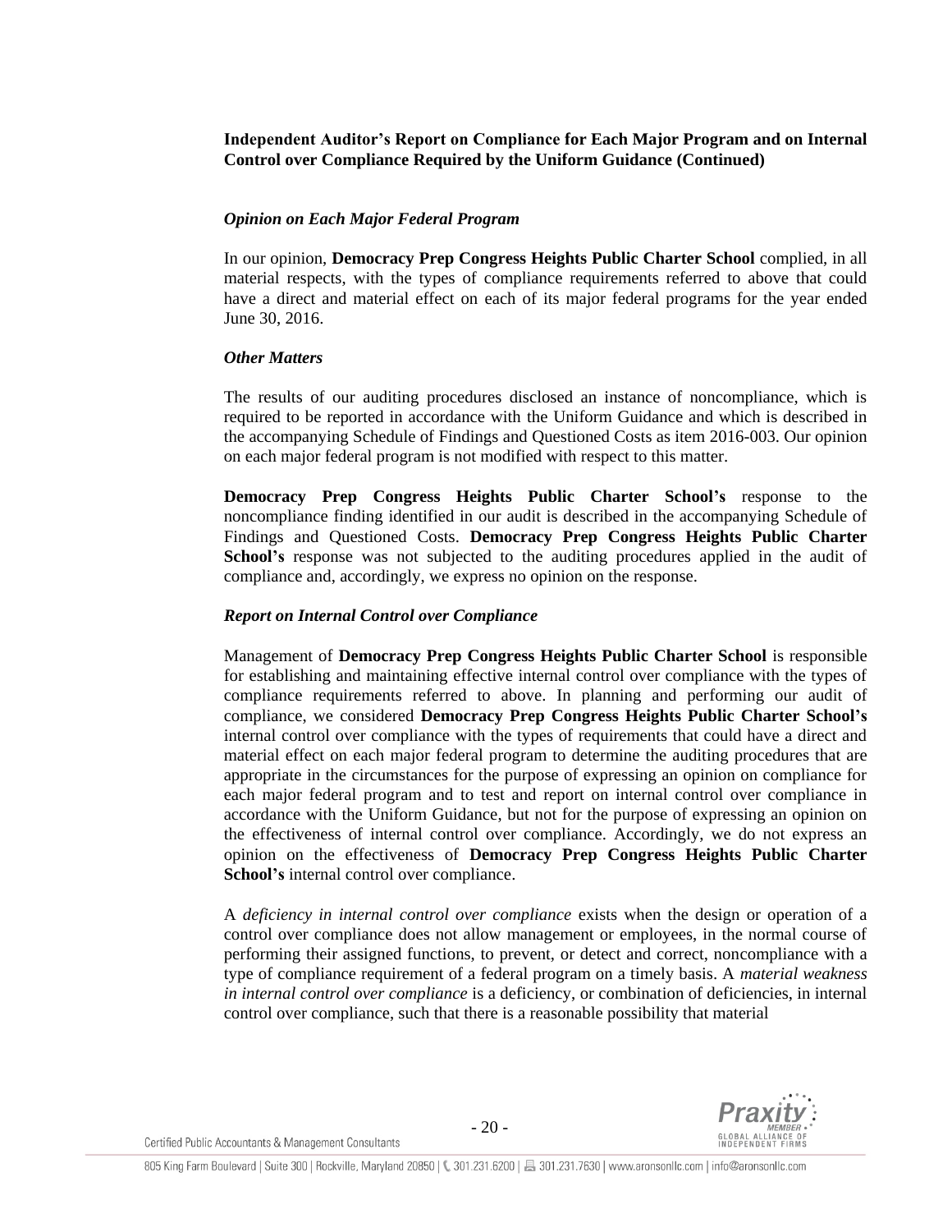**Independent Auditor's Report on Compliance for Each Major Program and on Internal Control over Compliance Required by the Uniform Guidance (Continued)**

***Opinion on Each Major Federal Program***

In our opinion, **Democracy Prep Congress Heights Public Charter School** complied, in all material respects, with the types of compliance requirements referred to above that could have a direct and material effect on each of its major federal programs for the year ended June 30, 2016.

***Other Matters***

The results of our auditing procedures disclosed an instance of noncompliance, which is required to be reported in accordance with the Uniform Guidance and which is described in the accompanying Schedule of Findings and Questioned Costs as item 2016-003. Our opinion on each major federal program is not modified with respect to this matter.

**Democracy Prep Congress Heights Public Charter School's** response to the noncompliance finding identified in our audit is described in the accompanying Schedule of Findings and Questioned Costs. **Democracy Prep Congress Heights Public Charter School's** response was not subjected to the auditing procedures applied in the audit of compliance and, accordingly, we express no opinion on the response.

***Report on Internal Control over Compliance***

Management of **Democracy Prep Congress Heights Public Charter School** is responsible for establishing and maintaining effective internal control over compliance with the types of compliance requirements referred to above. In planning and performing our audit of compliance, we considered **Democracy Prep Congress Heights Public Charter School's** internal control over compliance with the types of requirements that could have a direct and material effect on each major federal program to determine the auditing procedures that are appropriate in the circumstances for the purpose of expressing an opinion on compliance for each major federal program and to test and report on internal control over compliance in accordance with the Uniform Guidance, but not for the purpose of expressing an opinion on the effectiveness of internal control over compliance. Accordingly, we do not express an opinion on the effectiveness of **Democracy Prep Congress Heights Public Charter School's** internal control over compliance.

A *deficiency in internal control over compliance* exists when the design or operation of a control over compliance does not allow management or employees, in the normal course of performing their assigned functions, to prevent, or detect and correct, noncompliance with a type of compliance requirement of a federal program on a timely basis. A *material weakness in internal control over compliance* is a deficiency, or combination of deficiencies, in internal control over compliance, such that there is a reasonable possibility that material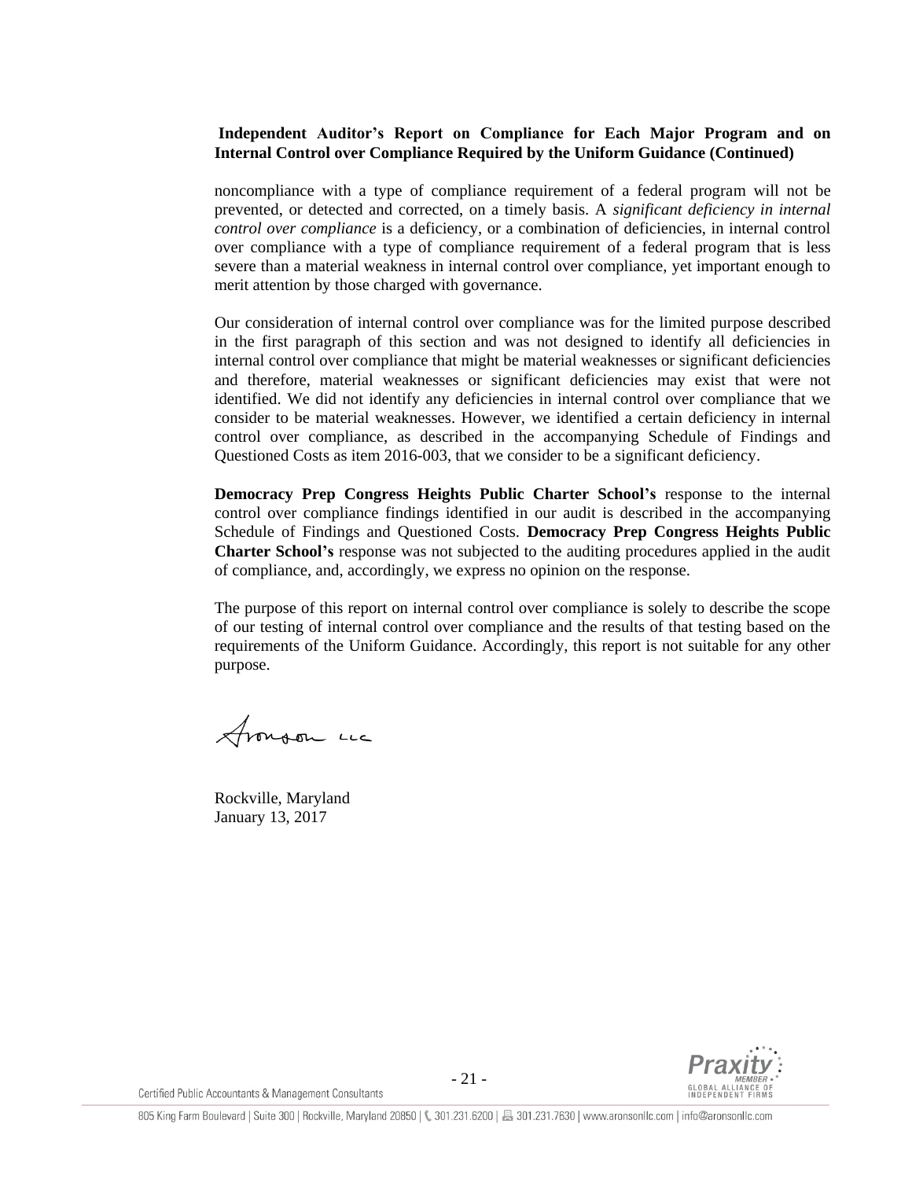**Independent Auditor's Report on Compliance for Each Major Program and on Internal Control over Compliance Required by the Uniform Guidance (Continued)**

noncompliance with a type of compliance requirement of a federal program will not be prevented, or detected and corrected, on a timely basis. A *significant deficiency in internal control over compliance* is a deficiency, or a combination of deficiencies, in internal control over compliance with a type of compliance requirement of a federal program that is less severe than a material weakness in internal control over compliance, yet important enough to merit attention by those charged with governance.

Our consideration of internal control over compliance was for the limited purpose described in the first paragraph of this section and was not designed to identify all deficiencies in internal control over compliance that might be material weaknesses or significant deficiencies and therefore, material weaknesses or significant deficiencies may exist that were not identified. We did not identify any deficiencies in internal control over compliance that we consider to be material weaknesses. However, we identified a certain deficiency in internal control over compliance, as described in the accompanying Schedule of Findings and Questioned Costs as item 2016-003, that we consider to be a significant deficiency.

**Democracy Prep Congress Heights Public Charter School's** response to the internal control over compliance findings identified in our audit is described in the accompanying Schedule of Findings and Questioned Costs. **Democracy Prep Congress Heights Public Charter School's** response was not subjected to the auditing procedures applied in the audit of compliance, and, accordingly, we express no opinion on the response.

The purpose of this report on internal control over compliance is solely to describe the scope of our testing of internal control over compliance and the results of that testing based on the requirements of the Uniform Guidance. Accordingly, this report is not suitable for any other purpose.

Aronson LLC

Rockville, Maryland
January 13, 2017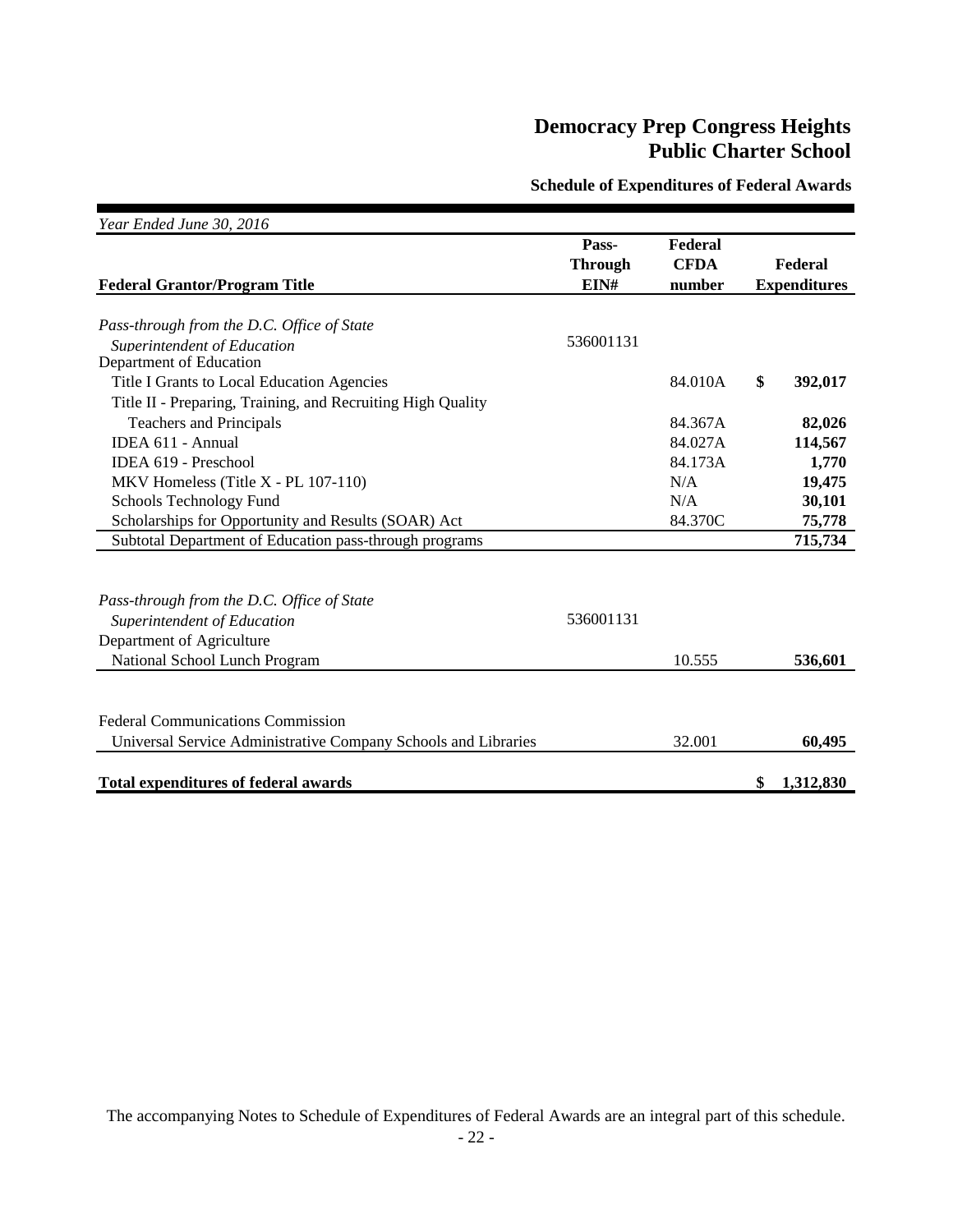# Democracy Prep Congress Heights Public Charter School

## Schedule of Expenditures of Federal Awards

*Year Ended June 30, 2016*

| Federal Grantor/Program Title | Pass-Through EIN# | Federal CFDA number | Federal Expenditures |
|---|---|---|---|
| *Pass-through from the D.C. Office of State Superintendent of Education* | 536001131 | | |
| Department of Education | | | |
| Title I Grants to Local Education Agencies | | 84.010A | $ 392,017 |
| Title II - Preparing, Training, and Recruiting High Quality Teachers and Principals | | 84.367A | 82,026 |
| IDEA 611 - Annual | | 84.027A | 114,567 |
| IDEA 619 - Preschool | | 84.173A | 1,770 |
| MKV Homeless (Title X - PL 107-110) | | N/A | 19,475 |
| Schools Technology Fund | | N/A | 30,101 |
| Scholarships for Opportunity and Results (SOAR) Act | | 84.370C | 75,778 |
| Subtotal Department of Education pass-through programs | | | 715,734 |
| *Pass-through from the D.C. Office of State Superintendent of Education* | 536001131 | | |
| Department of Agriculture | | | |
| National School Lunch Program | | 10.555 | 536,601 |
| Federal Communications Commission | | | |
| Universal Service Administrative Company Schools and Libraries | | 32.001 | 60,495 |
| **Total expenditures of federal awards** | | | **$ 1,312,830** |

The accompanying Notes to Schedule of Expenditures of Federal Awards are an integral part of this schedule.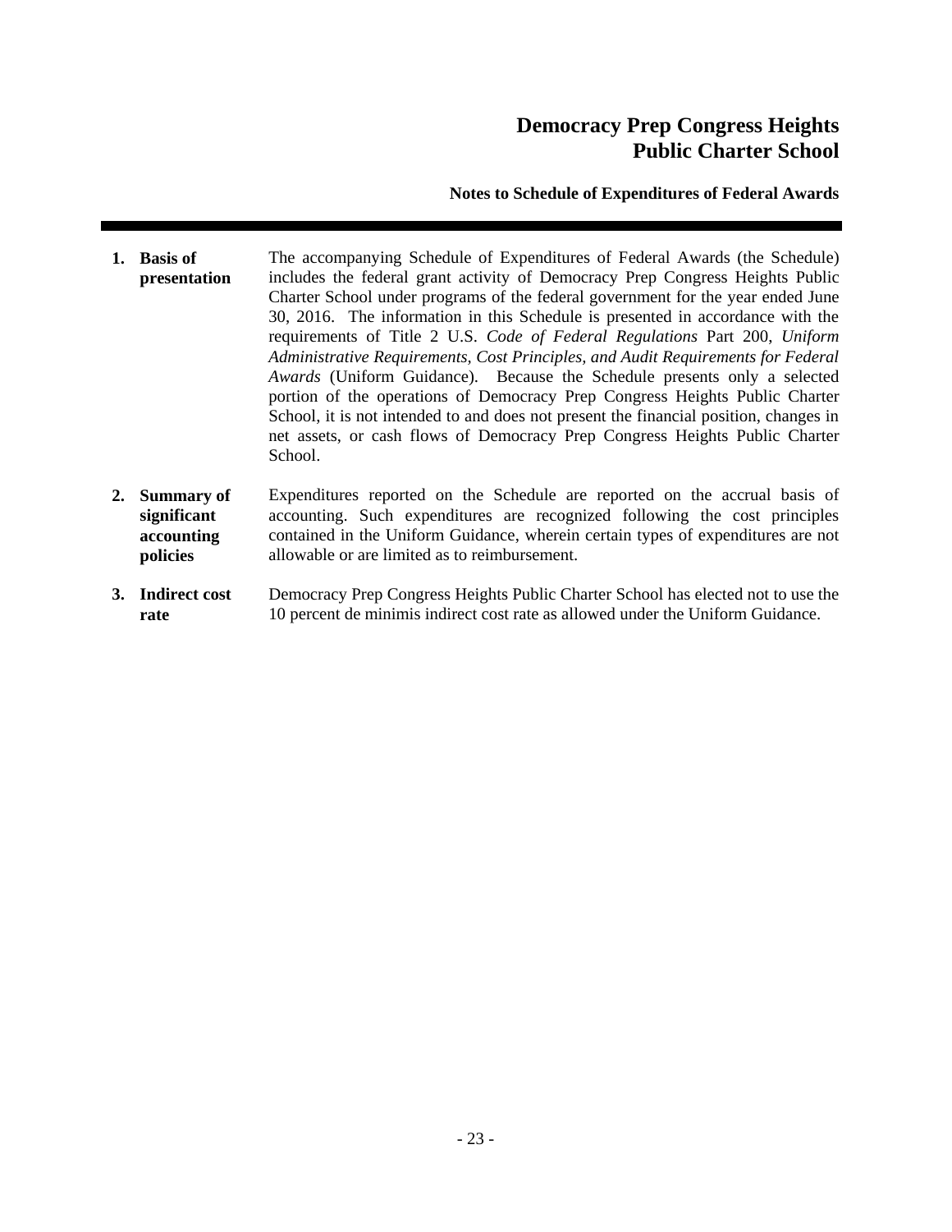# Democracy Prep Congress Heights Public Charter School

## Notes to Schedule of Expenditures of Federal Awards

1. **Basis of presentation**

   The accompanying Schedule of Expenditures of Federal Awards (the Schedule) includes the federal grant activity of Democracy Prep Congress Heights Public Charter School under programs of the federal government for the year ended June 30, 2016. The information in this Schedule is presented in accordance with the requirements of Title 2 U.S. *Code of Federal Regulations* Part 200, *Uniform Administrative Requirements, Cost Principles, and Audit Requirements for Federal Awards* (Uniform Guidance). Because the Schedule presents only a selected portion of the operations of Democracy Prep Congress Heights Public Charter School, it is not intended to and does not present the financial position, changes in net assets, or cash flows of Democracy Prep Congress Heights Public Charter School.

2. **Summary of significant accounting policies**

   Expenditures reported on the Schedule are reported on the accrual basis of accounting. Such expenditures are recognized following the cost principles contained in the Uniform Guidance, wherein certain types of expenditures are not allowable or are limited as to reimbursement.

3. **Indirect cost rate**

   Democracy Prep Congress Heights Public Charter School has elected not to use the 10 percent de minimis indirect cost rate as allowed under the Uniform Guidance.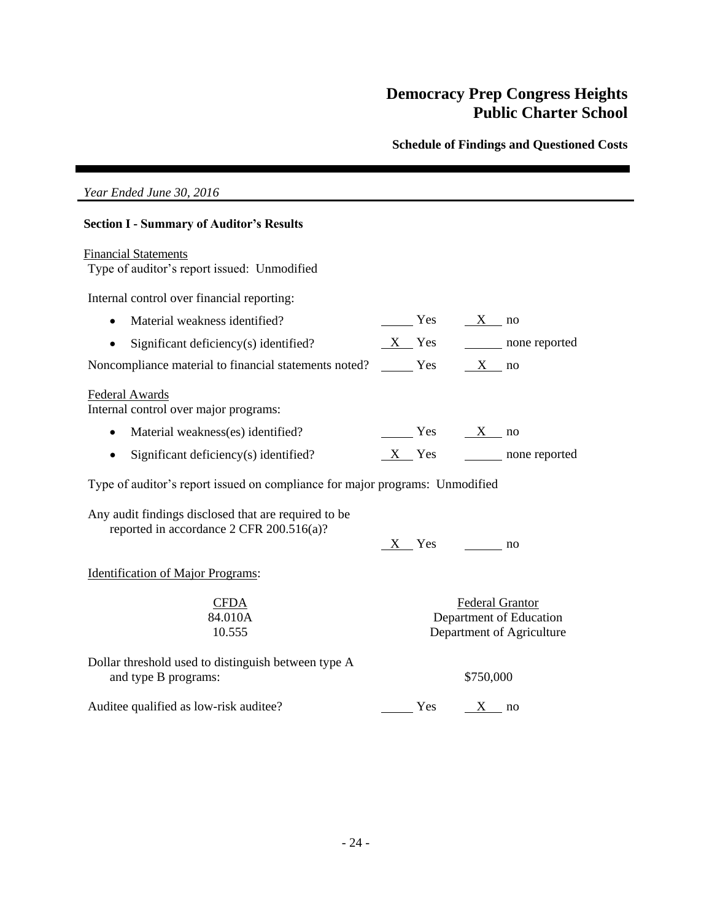# Democracy Prep Congress Heights Public Charter School

## Schedule of Findings and Questioned Costs

*Year Ended June 30, 2016*

### Section I - Summary of Auditor's Results

Financial Statements

Type of auditor's report issued: Unmodified

Internal control over financial reporting:

- Material weakness identified? ____ Yes __X__ no
- Significant deficiency(s) identified? __X__ Yes ____ none reported

Noncompliance material to financial statements noted? ____ Yes __X__ no

Federal Awards

Internal control over major programs:

- Material weakness(es) identified? ____ Yes __X__ no
- Significant deficiency(s) identified? __X__ Yes ____ none reported

Type of auditor's report issued on compliance for major programs: Unmodified

Any audit findings disclosed that are required to be reported in accordance 2 CFR 200.516(a)? __X__ Yes ____ no

Identification of Major Programs:

| CFDA | Federal Grantor |
|---|---|
| 84.010A | Department of Education |
| 10.555 | Department of Agriculture |

Dollar threshold used to distinguish between type A and type B programs: $750,000

Auditee qualified as low-risk auditee? ____ Yes __X__ no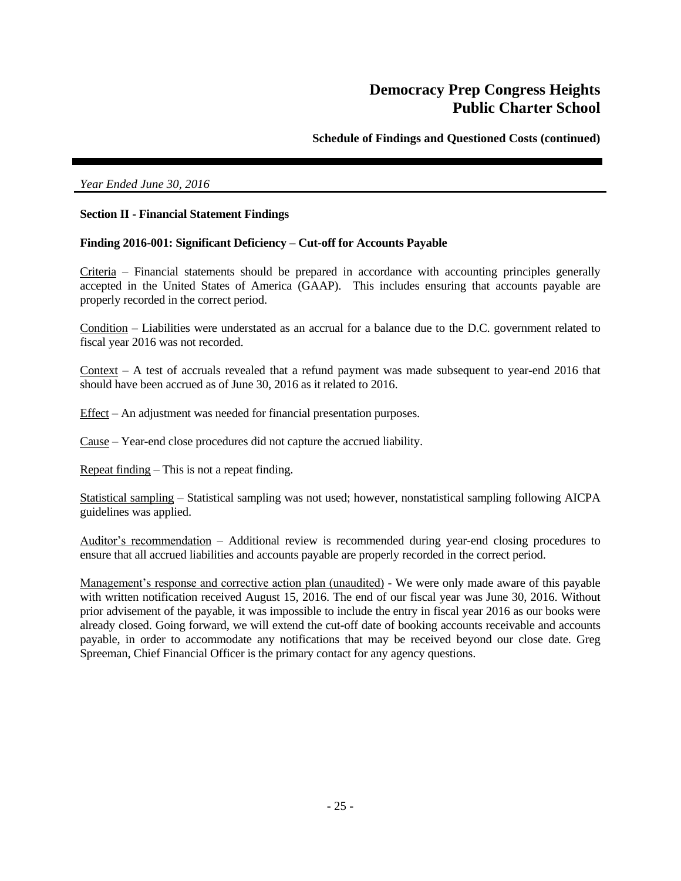*Year Ended June 30, 2016*

**Section II - Financial Statement Findings**

**Finding 2016-001: Significant Deficiency – Cut-off for Accounts Payable**

Criteria – Financial statements should be prepared in accordance with accounting principles generally accepted in the United States of America (GAAP). This includes ensuring that accounts payable are properly recorded in the correct period.

Condition – Liabilities were understated as an accrual for a balance due to the D.C. government related to fiscal year 2016 was not recorded.

Context – A test of accruals revealed that a refund payment was made subsequent to year-end 2016 that should have been accrued as of June 30, 2016 as it related to 2016.

Effect – An adjustment was needed for financial presentation purposes.

Cause – Year-end close procedures did not capture the accrued liability.

Repeat finding – This is not a repeat finding.

Statistical sampling – Statistical sampling was not used; however, nonstatistical sampling following AICPA guidelines was applied.

Auditor's recommendation – Additional review is recommended during year-end closing procedures to ensure that all accrued liabilities and accounts payable are properly recorded in the correct period.

Management's response and corrective action plan (unaudited) - We were only made aware of this payable with written notification received August 15, 2016. The end of our fiscal year was June 30, 2016. Without prior advisement of the payable, it was impossible to include the entry in fiscal year 2016 as our books were already closed. Going forward, we will extend the cut-off date of booking accounts receivable and accounts payable, in order to accommodate any notifications that may be received beyond our close date. Greg Spreeman, Chief Financial Officer is the primary contact for any agency questions.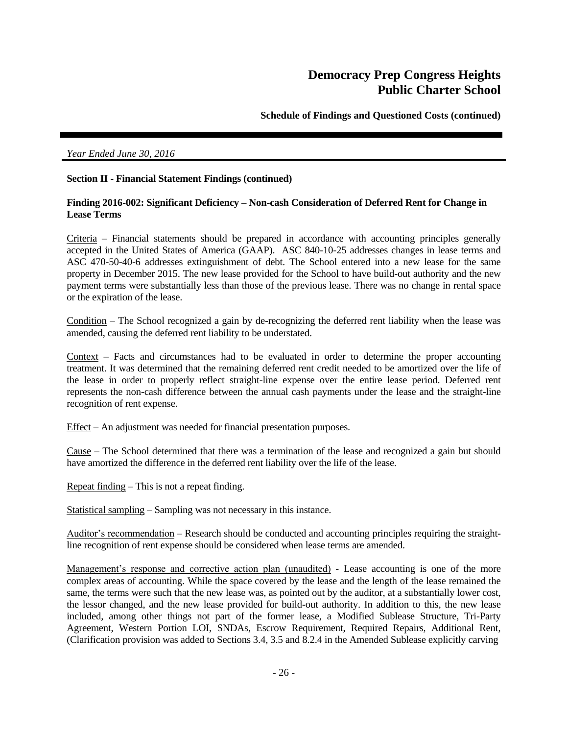*Year Ended June 30, 2016*

**Section II - Financial Statement Findings (continued)**

**Finding 2016-002: Significant Deficiency – Non-cash Consideration of Deferred Rent for Change in Lease Terms**

Criteria – Financial statements should be prepared in accordance with accounting principles generally accepted in the United States of America (GAAP). ASC 840-10-25 addresses changes in lease terms and ASC 470-50-40-6 addresses extinguishment of debt. The School entered into a new lease for the same property in December 2015. The new lease provided for the School to have build-out authority and the new payment terms were substantially less than those of the previous lease. There was no change in rental space or the expiration of the lease.

Condition – The School recognized a gain by de-recognizing the deferred rent liability when the lease was amended, causing the deferred rent liability to be understated.

Context – Facts and circumstances had to be evaluated in order to determine the proper accounting treatment. It was determined that the remaining deferred rent credit needed to be amortized over the life of the lease in order to properly reflect straight-line expense over the entire lease period. Deferred rent represents the non-cash difference between the annual cash payments under the lease and the straight-line recognition of rent expense.

Effect – An adjustment was needed for financial presentation purposes.

Cause – The School determined that there was a termination of the lease and recognized a gain but should have amortized the difference in the deferred rent liability over the life of the lease.

Repeat finding – This is not a repeat finding.

Statistical sampling – Sampling was not necessary in this instance.

Auditor's recommendation – Research should be conducted and accounting principles requiring the straight-line recognition of rent expense should be considered when lease terms are amended.

Management's response and corrective action plan (unaudited) - Lease accounting is one of the more complex areas of accounting. While the space covered by the lease and the length of the lease remained the same, the terms were such that the new lease was, as pointed out by the auditor, at a substantially lower cost, the lessor changed, and the new lease provided for build-out authority. In addition to this, the new lease included, among other things not part of the former lease, a Modified Sublease Structure, Tri-Party Agreement, Western Portion LOI, SNDAs, Escrow Requirement, Required Repairs, Additional Rent, (Clarification provision was added to Sections 3.4, 3.5 and 8.2.4 in the Amended Sublease explicitly carving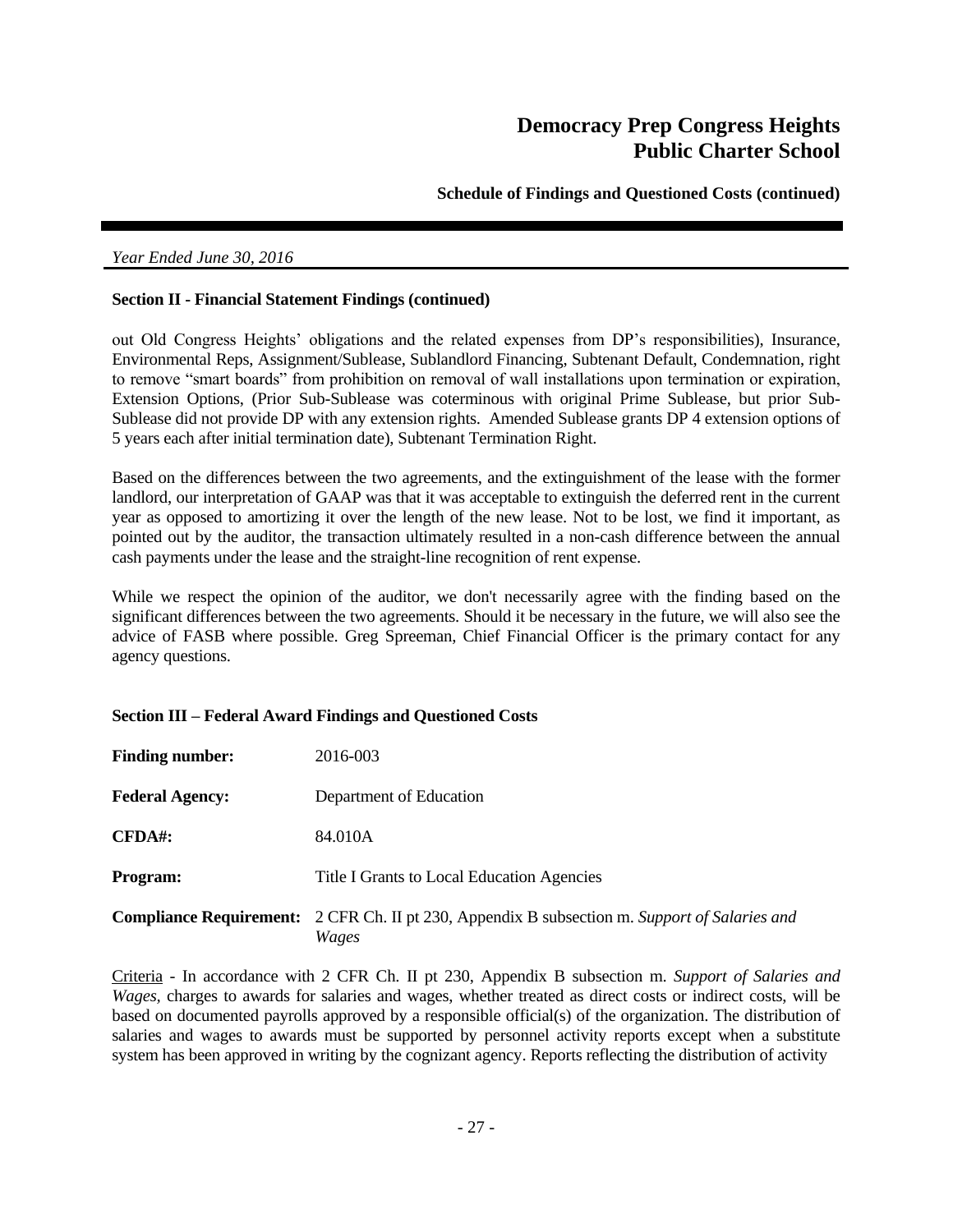*Year Ended June 30, 2016*

**Section II - Financial Statement Findings (continued)**

out Old Congress Heights' obligations and the related expenses from DP's responsibilities), Insurance, Environmental Reps, Assignment/Sublease, Sublandlord Financing, Subtenant Default, Condemnation, right to remove "smart boards" from prohibition on removal of wall installations upon termination or expiration, Extension Options, (Prior Sub-Sublease was coterminous with original Prime Sublease, but prior Sub-Sublease did not provide DP with any extension rights. Amended Sublease grants DP 4 extension options of 5 years each after initial termination date), Subtenant Termination Right.

Based on the differences between the two agreements, and the extinguishment of the lease with the former landlord, our interpretation of GAAP was that it was acceptable to extinguish the deferred rent in the current year as opposed to amortizing it over the length of the new lease. Not to be lost, we find it important, as pointed out by the auditor, the transaction ultimately resulted in a non-cash difference between the annual cash payments under the lease and the straight-line recognition of rent expense.

While we respect the opinion of the auditor, we don't necessarily agree with the finding based on the significant differences between the two agreements. Should it be necessary in the future, we will also see the advice of FASB where possible. Greg Spreeman, Chief Financial Officer is the primary contact for any agency questions.

**Section III – Federal Award Findings and Questioned Costs**

**Finding number:** 2016-003

**Federal Agency:** Department of Education

**CFDA#:** 84.010A

**Program:** Title I Grants to Local Education Agencies

**Compliance Requirement:** 2 CFR Ch. II pt 230, Appendix B subsection m. *Support of Salaries and Wages*

Criteria - In accordance with 2 CFR Ch. II pt 230, Appendix B subsection m. *Support of Salaries and Wages*, charges to awards for salaries and wages, whether treated as direct costs or indirect costs, will be based on documented payrolls approved by a responsible official(s) of the organization. The distribution of salaries and wages to awards must be supported by personnel activity reports except when a substitute system has been approved in writing by the cognizant agency. Reports reflecting the distribution of activity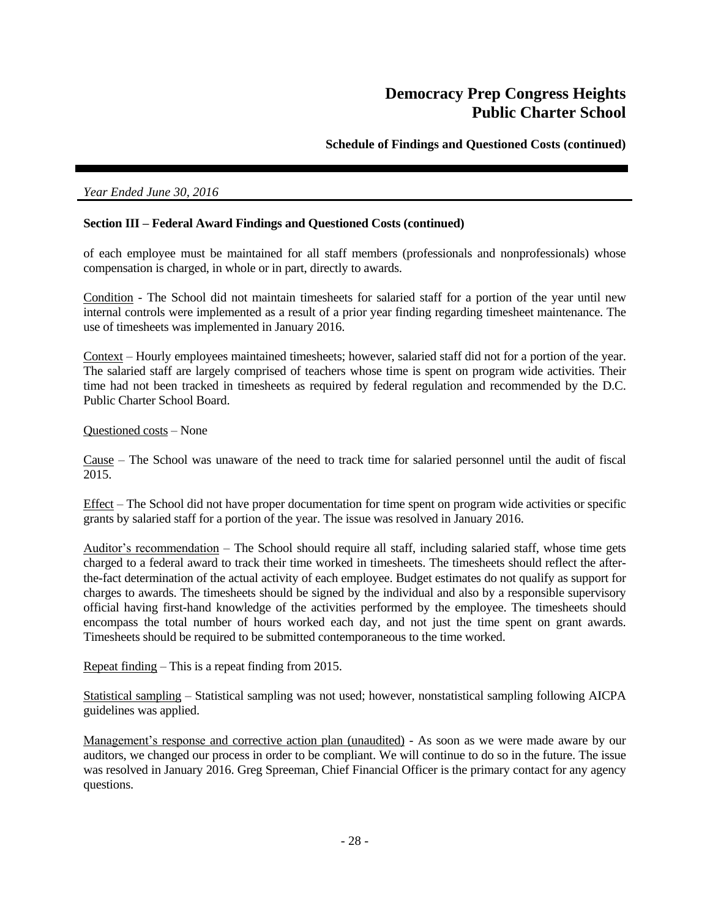*Year Ended June 30, 2016*

**Section III – Federal Award Findings and Questioned Costs (continued)**

of each employee must be maintained for all staff members (professionals and nonprofessionals) whose compensation is charged, in whole or in part, directly to awards.

Condition - The School did not maintain timesheets for salaried staff for a portion of the year until new internal controls were implemented as a result of a prior year finding regarding timesheet maintenance. The use of timesheets was implemented in January 2016.

Context – Hourly employees maintained timesheets; however, salaried staff did not for a portion of the year. The salaried staff are largely comprised of teachers whose time is spent on program wide activities. Their time had not been tracked in timesheets as required by federal regulation and recommended by the D.C. Public Charter School Board.

Questioned costs – None

Cause – The School was unaware of the need to track time for salaried personnel until the audit of fiscal 2015.

Effect – The School did not have proper documentation for time spent on program wide activities or specific grants by salaried staff for a portion of the year. The issue was resolved in January 2016.

Auditor's recommendation – The School should require all staff, including salaried staff, whose time gets charged to a federal award to track their time worked in timesheets. The timesheets should reflect the after-the-fact determination of the actual activity of each employee. Budget estimates do not qualify as support for charges to awards. The timesheets should be signed by the individual and also by a responsible supervisory official having first-hand knowledge of the activities performed by the employee. The timesheets should encompass the total number of hours worked each day, and not just the time spent on grant awards. Timesheets should be required to be submitted contemporaneous to the time worked.

Repeat finding – This is a repeat finding from 2015.

Statistical sampling – Statistical sampling was not used; however, nonstatistical sampling following AICPA guidelines was applied.

Management's response and corrective action plan (unaudited) - As soon as we were made aware by our auditors, we changed our process in order to be compliant. We will continue to do so in the future. The issue was resolved in January 2016. Greg Spreeman, Chief Financial Officer is the primary contact for any agency questions.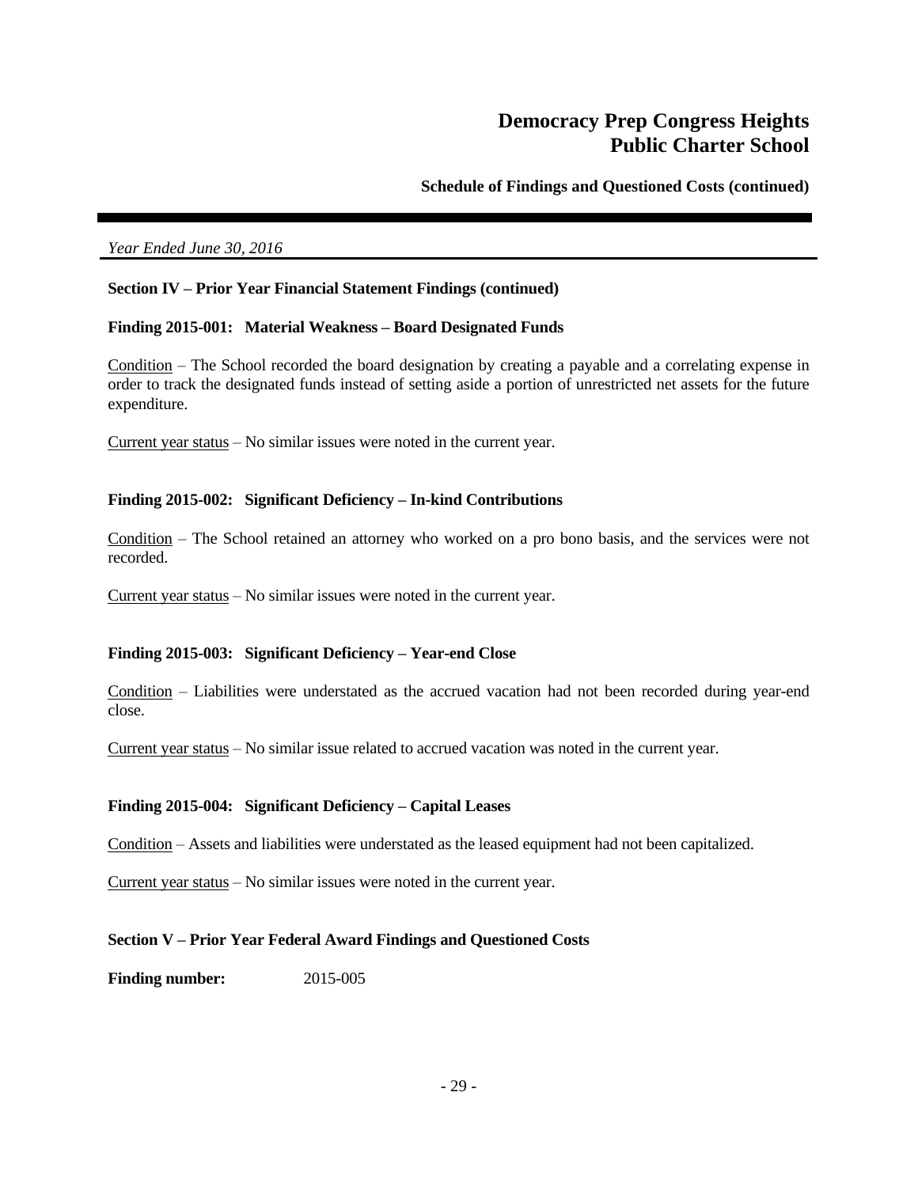*Year Ended June 30, 2016*

**Section IV – Prior Year Financial Statement Findings (continued)**

**Finding 2015-001: Material Weakness – Board Designated Funds**

Condition – The School recorded the board designation by creating a payable and a correlating expense in order to track the designated funds instead of setting aside a portion of unrestricted net assets for the future expenditure.

Current year status – No similar issues were noted in the current year.

**Finding 2015-002: Significant Deficiency – In-kind Contributions**

Condition – The School retained an attorney who worked on a pro bono basis, and the services were not recorded.

Current year status – No similar issues were noted in the current year.

**Finding 2015-003: Significant Deficiency – Year-end Close**

Condition – Liabilities were understated as the accrued vacation had not been recorded during year-end close.

Current year status – No similar issue related to accrued vacation was noted in the current year.

**Finding 2015-004: Significant Deficiency – Capital Leases**

Condition – Assets and liabilities were understated as the leased equipment had not been capitalized.

Current year status – No similar issues were noted in the current year.

**Section V – Prior Year Federal Award Findings and Questioned Costs**

**Finding number:** 2015-005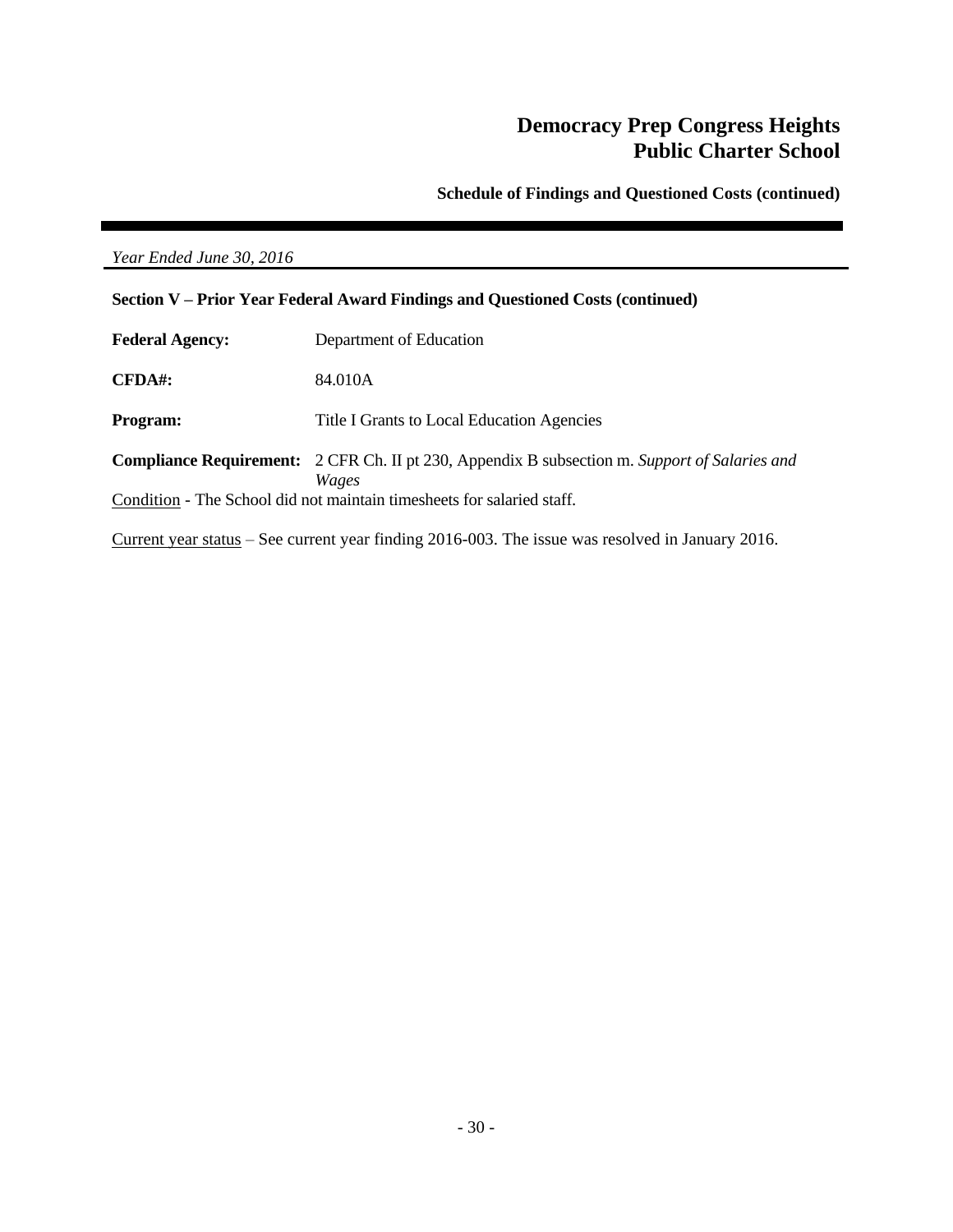# Democracy Prep Congress Heights Public Charter School

**Schedule of Findings and Questioned Costs (continued)**

*Year Ended June 30, 2016*

**Section V – Prior Year Federal Award Findings and Questioned Costs (continued)**

**Federal Agency:** Department of Education

**CFDA#:** 84.010A

**Program:** Title I Grants to Local Education Agencies

**Compliance Requirement:** 2 CFR Ch. II pt 230, Appendix B subsection m. *Support of Salaries and Wages*

Condition - The School did not maintain timesheets for salaried staff.

Current year status – See current year finding 2016-003. The issue was resolved in January 2016.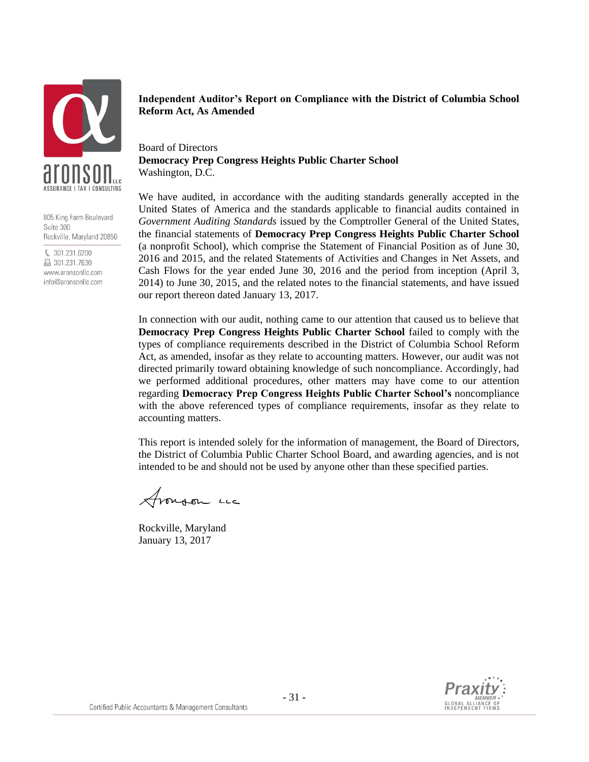aronson LLC
ASSURANCE | TAX | CONSULTING

805 King Farm Boulevard
Suite 300
Rockville, Maryland 20850

301.231.6200
301.231.7630
www.aronsonllc.com
info@aronsonllc.com

## Independent Auditor's Report on Compliance with the District of Columbia School Reform Act, As Amended

Board of Directors
**Democracy Prep Congress Heights Public Charter School**
Washington, D.C.

We have audited, in accordance with the auditing standards generally accepted in the United States of America and the standards applicable to financial audits contained in *Government Auditing Standards* issued by the Comptroller General of the United States, the financial statements of **Democracy Prep Congress Heights Public Charter School** (a nonprofit School), which comprise the Statement of Financial Position as of June 30, 2016 and 2015, and the related Statements of Activities and Changes in Net Assets, and Cash Flows for the year ended June 30, 2016 and the period from inception (April 3, 2014) to June 30, 2015, and the related notes to the financial statements, and have issued our report thereon dated January 13, 2017.

In connection with our audit, nothing came to our attention that caused us to believe that **Democracy Prep Congress Heights Public Charter School** failed to comply with the types of compliance requirements described in the District of Columbia School Reform Act, as amended, insofar as they relate to accounting matters. However, our audit was not directed primarily toward obtaining knowledge of such noncompliance. Accordingly, had we performed additional procedures, other matters may have come to our attention regarding **Democracy Prep Congress Heights Public Charter School's** noncompliance with the above referenced types of compliance requirements, insofar as they relate to accounting matters.

This report is intended solely for the information of management, the Board of Directors, the District of Columbia Public Charter School Board, and awarding agencies, and is not intended to be and should not be used by anyone other than these specified parties.

Aronson LLC

Rockville, Maryland
January 13, 2017

Certified Public Accountants & Management Consultants

Praxity MEMBER
GLOBAL ALLIANCE OF INDEPENDENT FIRMS